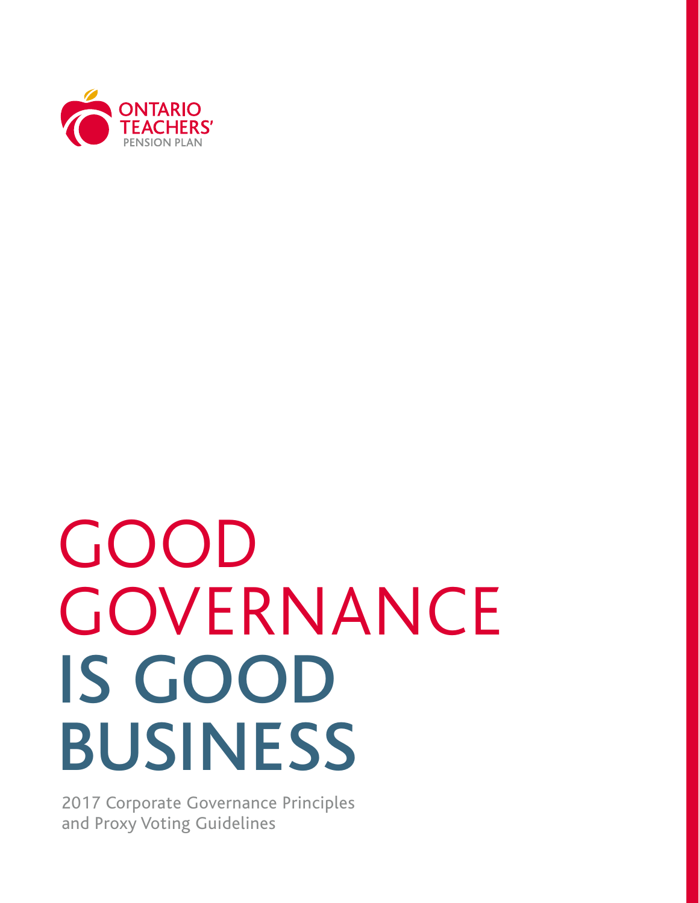ONTARIO TEACHERS' PENSION PLAN

# GOOD GOVERNANCE IS GOOD BUSINESS

2017 Corporate Governance Principles and Proxy Voting Guidelines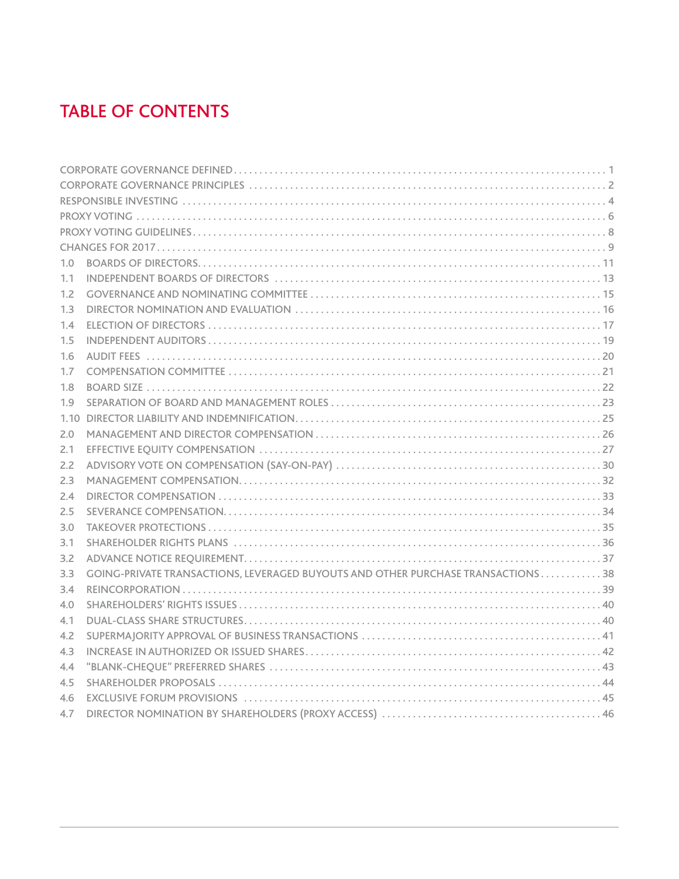# TABLE OF CONTENTS

| | | |
|---|---|---|
| CORPORATE GOVERNANCE DEFINED | | 1 |
| CORPORATE GOVERNANCE PRINCIPLES | | 2 |
| RESPONSIBLE INVESTING | | 4 |
| PROXY VOTING | | 6 |
| PROXY VOTING GUIDELINES | | 8 |
| CHANGES FOR 2017 | | 9 |
| 1.0 | BOARDS OF DIRECTORS | 11 |
| 1.1 | INDEPENDENT BOARDS OF DIRECTORS | 13 |
| 1.2 | GOVERNANCE AND NOMINATING COMMITTEE | 15 |
| 1.3 | DIRECTOR NOMINATION AND EVALUATION | 16 |
| 1.4 | ELECTION OF DIRECTORS | 17 |
| 1.5 | INDEPENDENT AUDITORS | 19 |
| 1.6 | AUDIT FEES | 20 |
| 1.7 | COMPENSATION COMMITTEE | 21 |
| 1.8 | BOARD SIZE | 22 |
| 1.9 | SEPARATION OF BOARD AND MANAGEMENT ROLES | 23 |
| 1.10 | DIRECTOR LIABILITY AND INDEMNIFICATION | 25 |
| 2.0 | MANAGEMENT AND DIRECTOR COMPENSATION | 26 |
| 2.1 | EFFECTIVE EQUITY COMPENSATION | 27 |
| 2.2 | ADVISORY VOTE ON COMPENSATION (SAY-ON-PAY) | 30 |
| 2.3 | MANAGEMENT COMPENSATION | 32 |
| 2.4 | DIRECTOR COMPENSATION | 33 |
| 2.5 | SEVERANCE COMPENSATION | 34 |
| 3.0 | TAKEOVER PROTECTIONS | 35 |
| 3.1 | SHAREHOLDER RIGHTS PLANS | 36 |
| 3.2 | ADVANCE NOTICE REQUIREMENT | 37 |
| 3.3 | GOING-PRIVATE TRANSACTIONS, LEVERAGED BUYOUTS AND OTHER PURCHASE TRANSACTIONS | 38 |
| 3.4 | REINCORPORATION | 39 |
| 4.0 | SHAREHOLDERS' RIGHTS ISSUES | 40 |
| 4.1 | DUAL-CLASS SHARE STRUCTURES | 40 |
| 4.2 | SUPERMAJORITY APPROVAL OF BUSINESS TRANSACTIONS | 41 |
| 4.3 | INCREASE IN AUTHORIZED OR ISSUED SHARES | 42 |
| 4.4 | "BLANK-CHEQUE" PREFERRED SHARES | 43 |
| 4.5 | SHAREHOLDER PROPOSALS | 44 |
| 4.6 | EXCLUSIVE FORUM PROVISIONS | 45 |
| 4.7 | DIRECTOR NOMINATION BY SHAREHOLDERS (PROXY ACCESS) | 46 |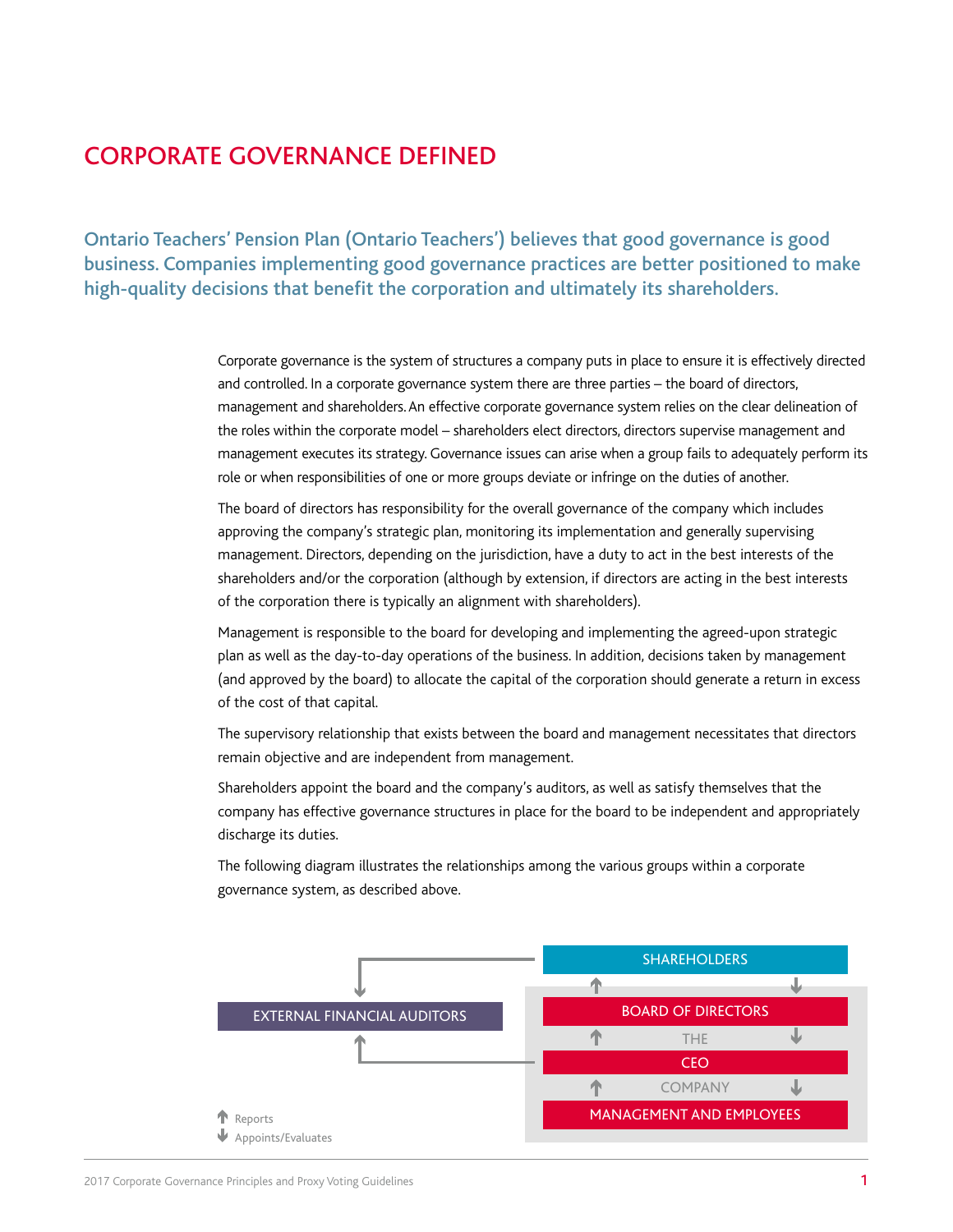# CORPORATE GOVERNANCE DEFINED

**Ontario Teachers' Pension Plan (Ontario Teachers') believes that good governance is good business. Companies implementing good governance practices are better positioned to make high-quality decisions that benefit the corporation and ultimately its shareholders.**

Corporate governance is the system of structures a company puts in place to ensure it is effectively directed and controlled. In a corporate governance system there are three parties – the board of directors, management and shareholders. An effective corporate governance system relies on the clear delineation of the roles within the corporate model – shareholders elect directors, directors supervise management and management executes its strategy. Governance issues can arise when a group fails to adequately perform its role or when responsibilities of one or more groups deviate or infringe on the duties of another.

The board of directors has responsibility for the overall governance of the company which includes approving the company's strategic plan, monitoring its implementation and generally supervising management. Directors, depending on the jurisdiction, have a duty to act in the best interests of the shareholders and/or the corporation (although by extension, if directors are acting in the best interests of the corporation there is typically an alignment with shareholders).

Management is responsible to the board for developing and implementing the agreed-upon strategic plan as well as the day-to-day operations of the business. In addition, decisions taken by management (and approved by the board) to allocate the capital of the corporation should generate a return in excess of the cost of that capital.

The supervisory relationship that exists between the board and management necessitates that directors remain objective and are independent from management.

Shareholders appoint the board and the company's auditors, as well as satisfy themselves that the company has effective governance structures in place for the board to be independent and appropriately discharge its duties.

The following diagram illustrates the relationships among the various groups within a corporate governance system, as described above.

SHAREHOLDERS

EXTERNAL FINANCIAL AUDITORS

BOARD OF DIRECTORS

THE

CEO

COMPANY

MANAGEMENT AND EMPLOYEES

↑ Reports
↓ Appoints/Evaluates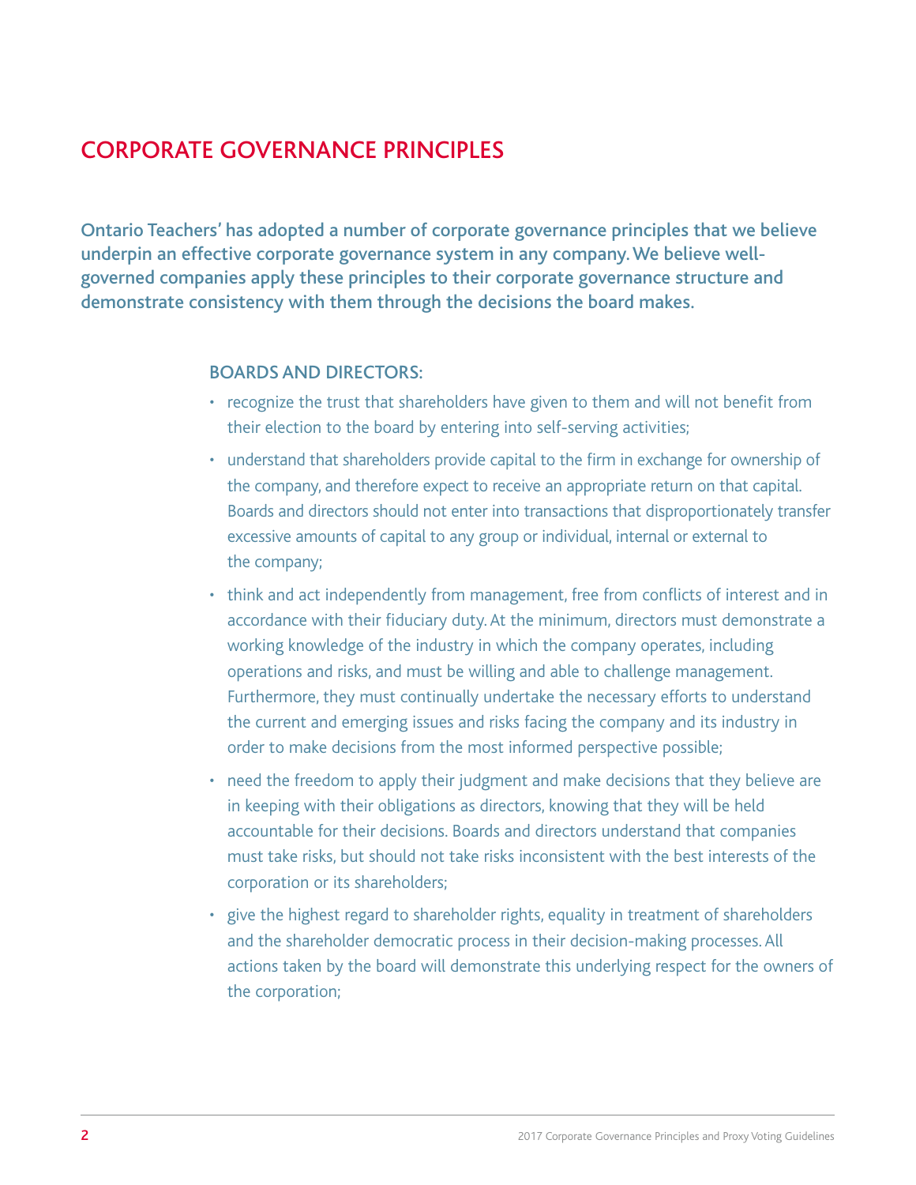# CORPORATE GOVERNANCE PRINCIPLES

**Ontario Teachers' has adopted a number of corporate governance principles that we believe underpin an effective corporate governance system in any company. We believe well-governed companies apply these principles to their corporate governance structure and demonstrate consistency with them through the decisions the board makes.**

## BOARDS AND DIRECTORS:

- recognize the trust that shareholders have given to them and will not benefit from their election to the board by entering into self-serving activities;
- understand that shareholders provide capital to the firm in exchange for ownership of the company, and therefore expect to receive an appropriate return on that capital. Boards and directors should not enter into transactions that disproportionately transfer excessive amounts of capital to any group or individual, internal or external to the company;
- think and act independently from management, free from conflicts of interest and in accordance with their fiduciary duty. At the minimum, directors must demonstrate a working knowledge of the industry in which the company operates, including operations and risks, and must be willing and able to challenge management. Furthermore, they must continually undertake the necessary efforts to understand the current and emerging issues and risks facing the company and its industry in order to make decisions from the most informed perspective possible;
- need the freedom to apply their judgment and make decisions that they believe are in keeping with their obligations as directors, knowing that they will be held accountable for their decisions. Boards and directors understand that companies must take risks, but should not take risks inconsistent with the best interests of the corporation or its shareholders;
- give the highest regard to shareholder rights, equality in treatment of shareholders and the shareholder democratic process in their decision-making processes. All actions taken by the board will demonstrate this underlying respect for the owners of the corporation;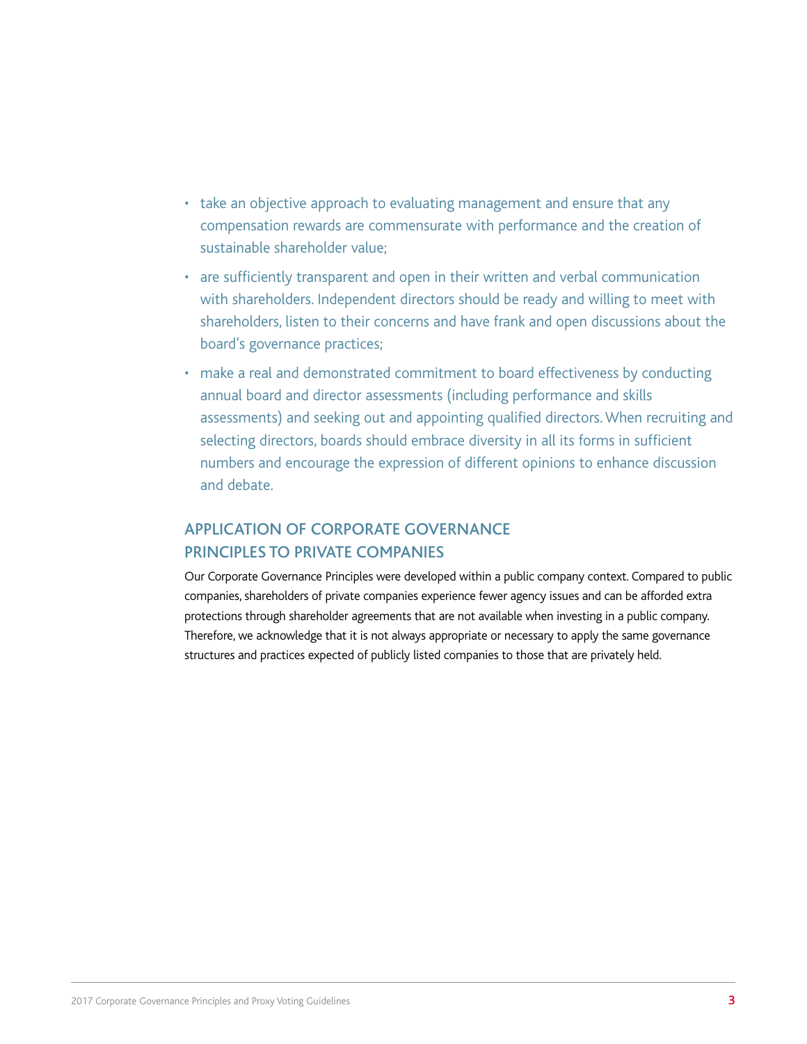- take an objective approach to evaluating management and ensure that any compensation rewards are commensurate with performance and the creation of sustainable shareholder value;
- are sufficiently transparent and open in their written and verbal communication with shareholders. Independent directors should be ready and willing to meet with shareholders, listen to their concerns and have frank and open discussions about the board's governance practices;
- make a real and demonstrated commitment to board effectiveness by conducting annual board and director assessments (including performance and skills assessments) and seeking out and appointing qualified directors. When recruiting and selecting directors, boards should embrace diversity in all its forms in sufficient numbers and encourage the expression of different opinions to enhance discussion and debate.

## APPLICATION OF CORPORATE GOVERNANCE PRINCIPLES TO PRIVATE COMPANIES

Our Corporate Governance Principles were developed within a public company context. Compared to public companies, shareholders of private companies experience fewer agency issues and can be afforded extra protections through shareholder agreements that are not available when investing in a public company. Therefore, we acknowledge that it is not always appropriate or necessary to apply the same governance structures and practices expected of publicly listed companies to those that are privately held.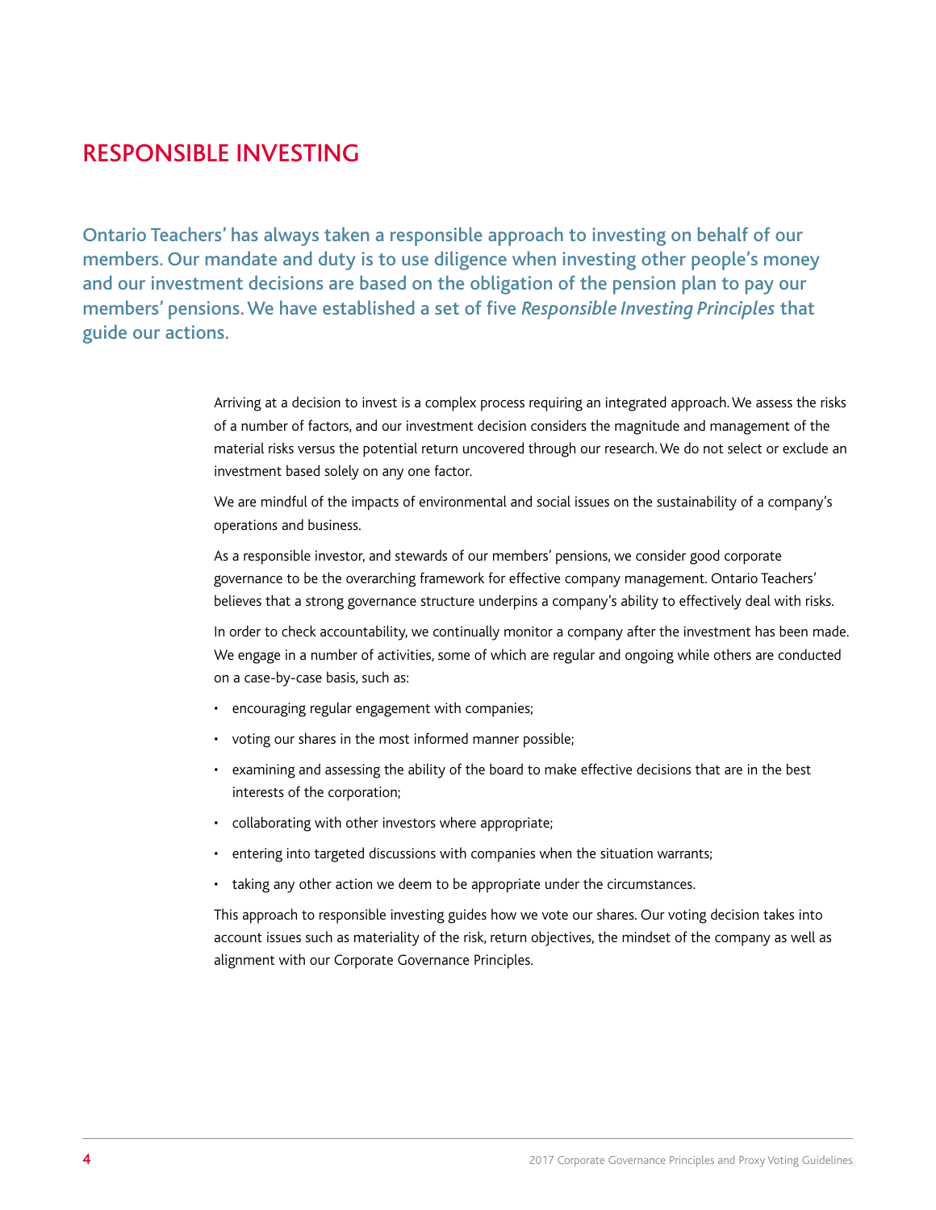# RESPONSIBLE INVESTING

**Ontario Teachers' has always taken a responsible approach to investing on behalf of our members. Our mandate and duty is to use diligence when investing other people's money and our investment decisions are based on the obligation of the pension plan to pay our members' pensions. We have established a set of five *Responsible Investing Principles* that guide our actions.**

Arriving at a decision to invest is a complex process requiring an integrated approach. We assess the risks of a number of factors, and our investment decision considers the magnitude and management of the material risks versus the potential return uncovered through our research. We do not select or exclude an investment based solely on any one factor.

We are mindful of the impacts of environmental and social issues on the sustainability of a company's operations and business.

As a responsible investor, and stewards of our members' pensions, we consider good corporate governance to be the overarching framework for effective company management. Ontario Teachers' believes that a strong governance structure underpins a company's ability to effectively deal with risks.

In order to check accountability, we continually monitor a company after the investment has been made. We engage in a number of activities, some of which are regular and ongoing while others are conducted on a case-by-case basis, such as:

- encouraging regular engagement with companies;
- voting our shares in the most informed manner possible;
- examining and assessing the ability of the board to make effective decisions that are in the best interests of the corporation;
- collaborating with other investors where appropriate;
- entering into targeted discussions with companies when the situation warrants;
- taking any other action we deem to be appropriate under the circumstances.

This approach to responsible investing guides how we vote our shares. Our voting decision takes into account issues such as materiality of the risk, return objectives, the mindset of the company as well as alignment with our Corporate Governance Principles.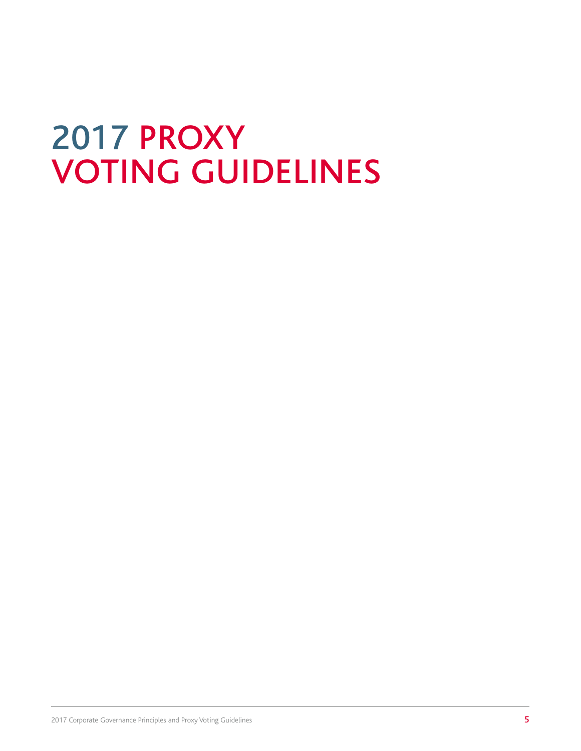# 2017 PROXY VOTING GUIDELINES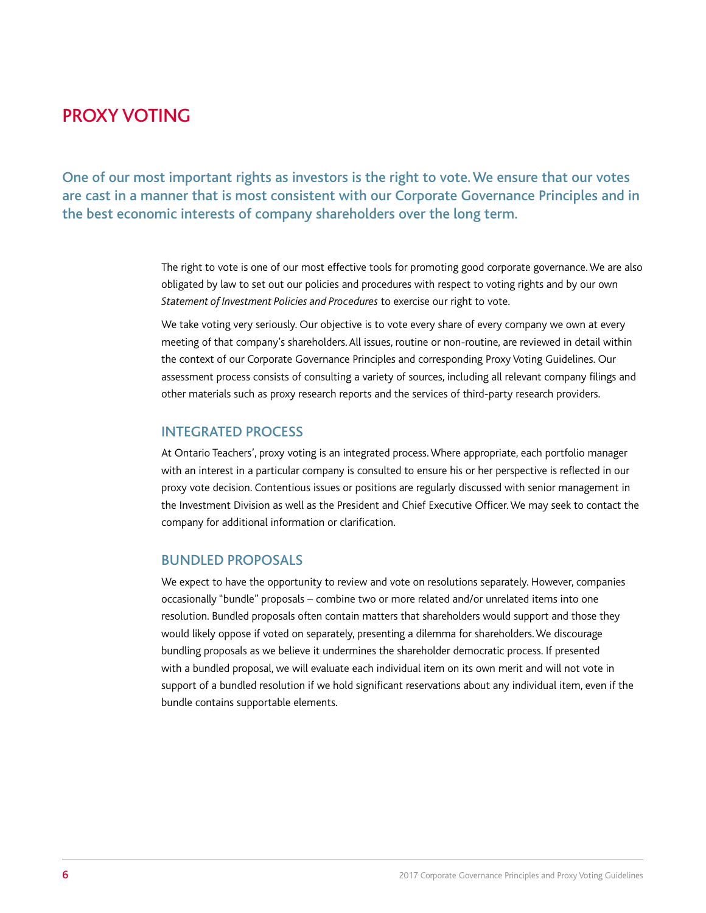# PROXY VOTING

**One of our most important rights as investors is the right to vote. We ensure that our votes are cast in a manner that is most consistent with our Corporate Governance Principles and in the best economic interests of company shareholders over the long term.**

The right to vote is one of our most effective tools for promoting good corporate governance. We are also obligated by law to set out our policies and procedures with respect to voting rights and by our own *Statement of Investment Policies and Procedures* to exercise our right to vote.

We take voting very seriously. Our objective is to vote every share of every company we own at every meeting of that company's shareholders. All issues, routine or non-routine, are reviewed in detail within the context of our Corporate Governance Principles and corresponding Proxy Voting Guidelines. Our assessment process consists of consulting a variety of sources, including all relevant company filings and other materials such as proxy research reports and the services of third-party research providers.

## INTEGRATED PROCESS

At Ontario Teachers', proxy voting is an integrated process. Where appropriate, each portfolio manager with an interest in a particular company is consulted to ensure his or her perspective is reflected in our proxy vote decision. Contentious issues or positions are regularly discussed with senior management in the Investment Division as well as the President and Chief Executive Officer. We may seek to contact the company for additional information or clarification.

## BUNDLED PROPOSALS

We expect to have the opportunity to review and vote on resolutions separately. However, companies occasionally "bundle" proposals – combine two or more related and/or unrelated items into one resolution. Bundled proposals often contain matters that shareholders would support and those they would likely oppose if voted on separately, presenting a dilemma for shareholders. We discourage bundling proposals as we believe it undermines the shareholder democratic process. If presented with a bundled proposal, we will evaluate each individual item on its own merit and will not vote in support of a bundled resolution if we hold significant reservations about any individual item, even if the bundle contains supportable elements.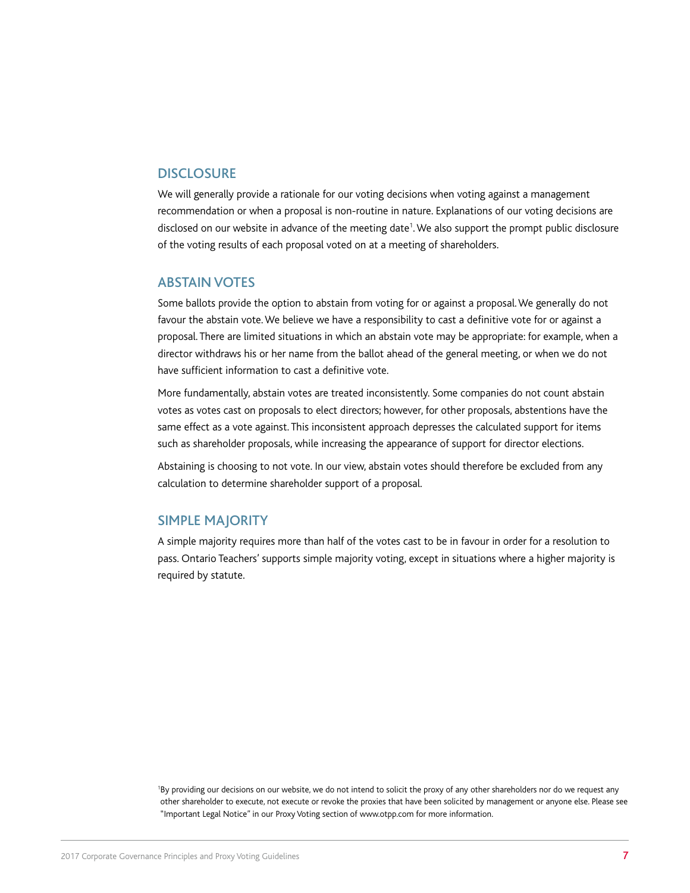## DISCLOSURE

We will generally provide a rationale for our voting decisions when voting against a management recommendation or when a proposal is non-routine in nature. Explanations of our voting decisions are disclosed on our website in advance of the meeting date[1]. We also support the prompt public disclosure of the voting results of each proposal voted on at a meeting of shareholders.

## ABSTAIN VOTES

Some ballots provide the option to abstain from voting for or against a proposal. We generally do not favour the abstain vote. We believe we have a responsibility to cast a definitive vote for or against a proposal. There are limited situations in which an abstain vote may be appropriate: for example, when a director withdraws his or her name from the ballot ahead of the general meeting, or when we do not have sufficient information to cast a definitive vote.

More fundamentally, abstain votes are treated inconsistently. Some companies do not count abstain votes as votes cast on proposals to elect directors; however, for other proposals, abstentions have the same effect as a vote against. This inconsistent approach depresses the calculated support for items such as shareholder proposals, while increasing the appearance of support for director elections.

Abstaining is choosing to not vote. In our view, abstain votes should therefore be excluded from any calculation to determine shareholder support of a proposal.

## SIMPLE MAJORITY

A simple majority requires more than half of the votes cast to be in favour in order for a resolution to pass. Ontario Teachers' supports simple majority voting, except in situations where a higher majority is required by statute.

[1] By providing our decisions on our website, we do not intend to solicit the proxy of any other shareholders nor do we request any other shareholder to execute, not execute or revoke the proxies that have been solicited by management or anyone else. Please see "Important Legal Notice" in our Proxy Voting section of www.otpp.com for more information.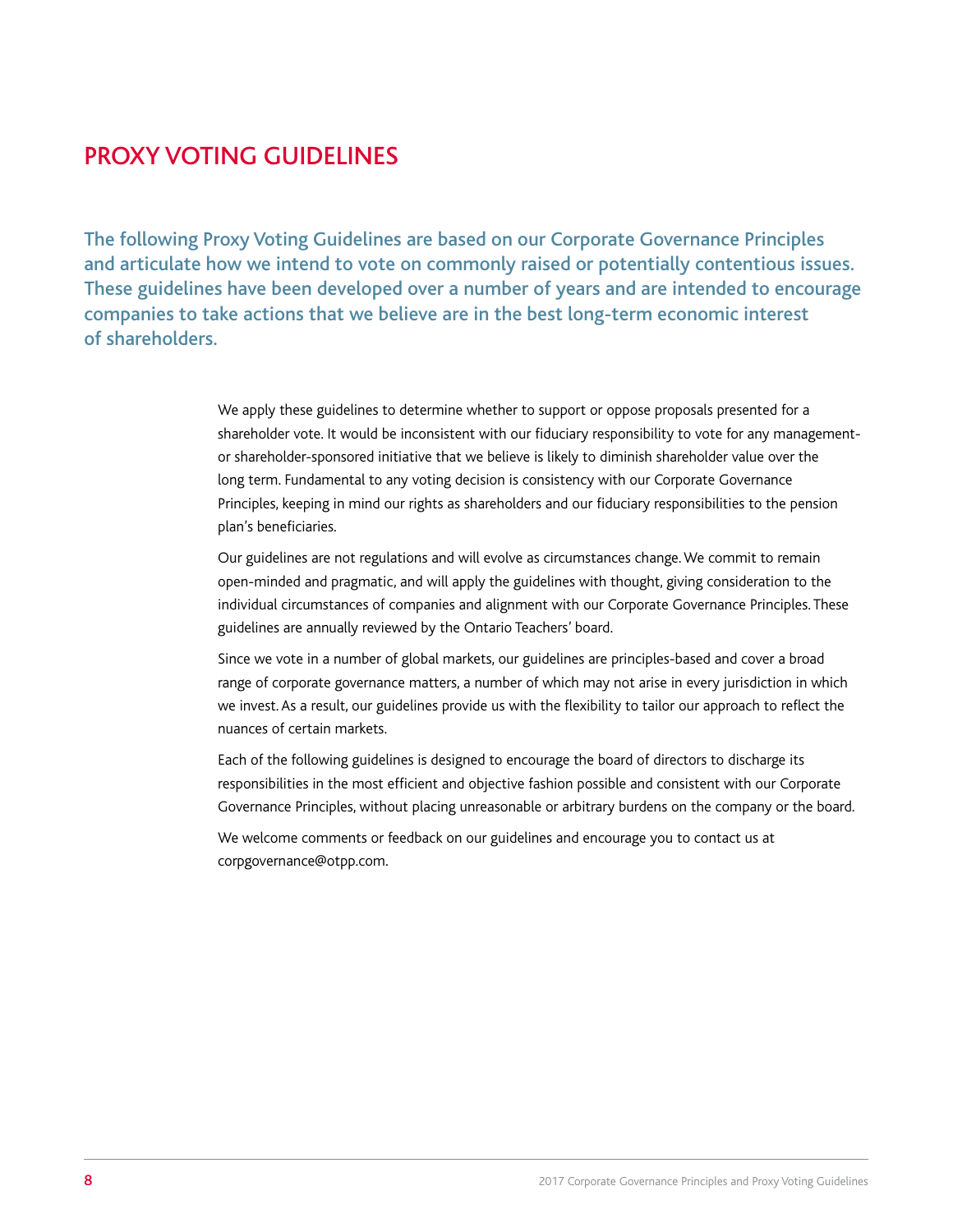# PROXY VOTING GUIDELINES

**The following Proxy Voting Guidelines are based on our Corporate Governance Principles and articulate how we intend to vote on commonly raised or potentially contentious issues. These guidelines have been developed over a number of years and are intended to encourage companies to take actions that we believe are in the best long-term economic interest of shareholders.**

We apply these guidelines to determine whether to support or oppose proposals presented for a shareholder vote. It would be inconsistent with our fiduciary responsibility to vote for any management- or shareholder-sponsored initiative that we believe is likely to diminish shareholder value over the long term. Fundamental to any voting decision is consistency with our Corporate Governance Principles, keeping in mind our rights as shareholders and our fiduciary responsibilities to the pension plan's beneficiaries.

Our guidelines are not regulations and will evolve as circumstances change. We commit to remain open-minded and pragmatic, and will apply the guidelines with thought, giving consideration to the individual circumstances of companies and alignment with our Corporate Governance Principles. These guidelines are annually reviewed by the Ontario Teachers' board.

Since we vote in a number of global markets, our guidelines are principles-based and cover a broad range of corporate governance matters, a number of which may not arise in every jurisdiction in which we invest. As a result, our guidelines provide us with the flexibility to tailor our approach to reflect the nuances of certain markets.

Each of the following guidelines is designed to encourage the board of directors to discharge its responsibilities in the most efficient and objective fashion possible and consistent with our Corporate Governance Principles, without placing unreasonable or arbitrary burdens on the company or the board.

We welcome comments or feedback on our guidelines and encourage you to contact us at corpgovernance@otpp.com.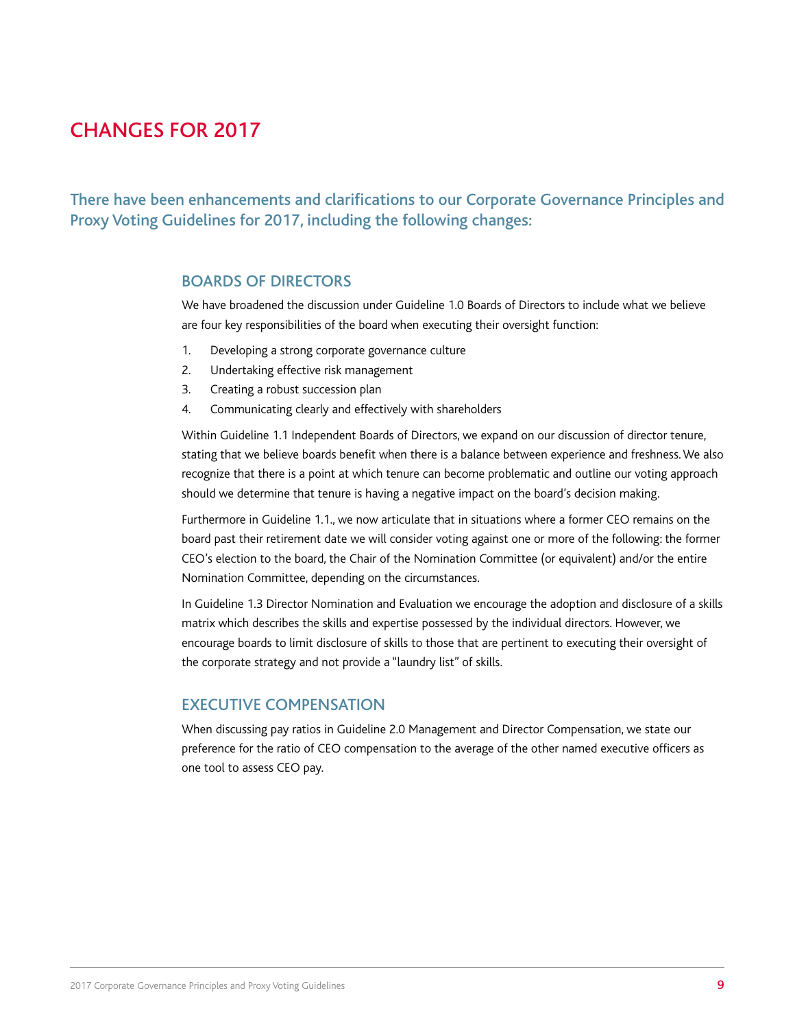# CHANGES FOR 2017

## There have been enhancements and clarifications to our Corporate Governance Principles and Proxy Voting Guidelines for 2017, including the following changes:

### BOARDS OF DIRECTORS

We have broadened the discussion under Guideline 1.0 Boards of Directors to include what we believe are four key responsibilities of the board when executing their oversight function:

1. Developing a strong corporate governance culture
2. Undertaking effective risk management
3. Creating a robust succession plan
4. Communicating clearly and effectively with shareholders

Within Guideline 1.1 Independent Boards of Directors, we expand on our discussion of director tenure, stating that we believe boards benefit when there is a balance between experience and freshness. We also recognize that there is a point at which tenure can become problematic and outline our voting approach should we determine that tenure is having a negative impact on the board's decision making.

Furthermore in Guideline 1.1., we now articulate that in situations where a former CEO remains on the board past their retirement date we will consider voting against one or more of the following: the former CEO's election to the board, the Chair of the Nomination Committee (or equivalent) and/or the entire Nomination Committee, depending on the circumstances.

In Guideline 1.3 Director Nomination and Evaluation we encourage the adoption and disclosure of a skills matrix which describes the skills and expertise possessed by the individual directors. However, we encourage boards to limit disclosure of skills to those that are pertinent to executing their oversight of the corporate strategy and not provide a "laundry list" of skills.

### EXECUTIVE COMPENSATION

When discussing pay ratios in Guideline 2.0 Management and Director Compensation, we state our preference for the ratio of CEO compensation to the average of the other named executive officers as one tool to assess CEO pay.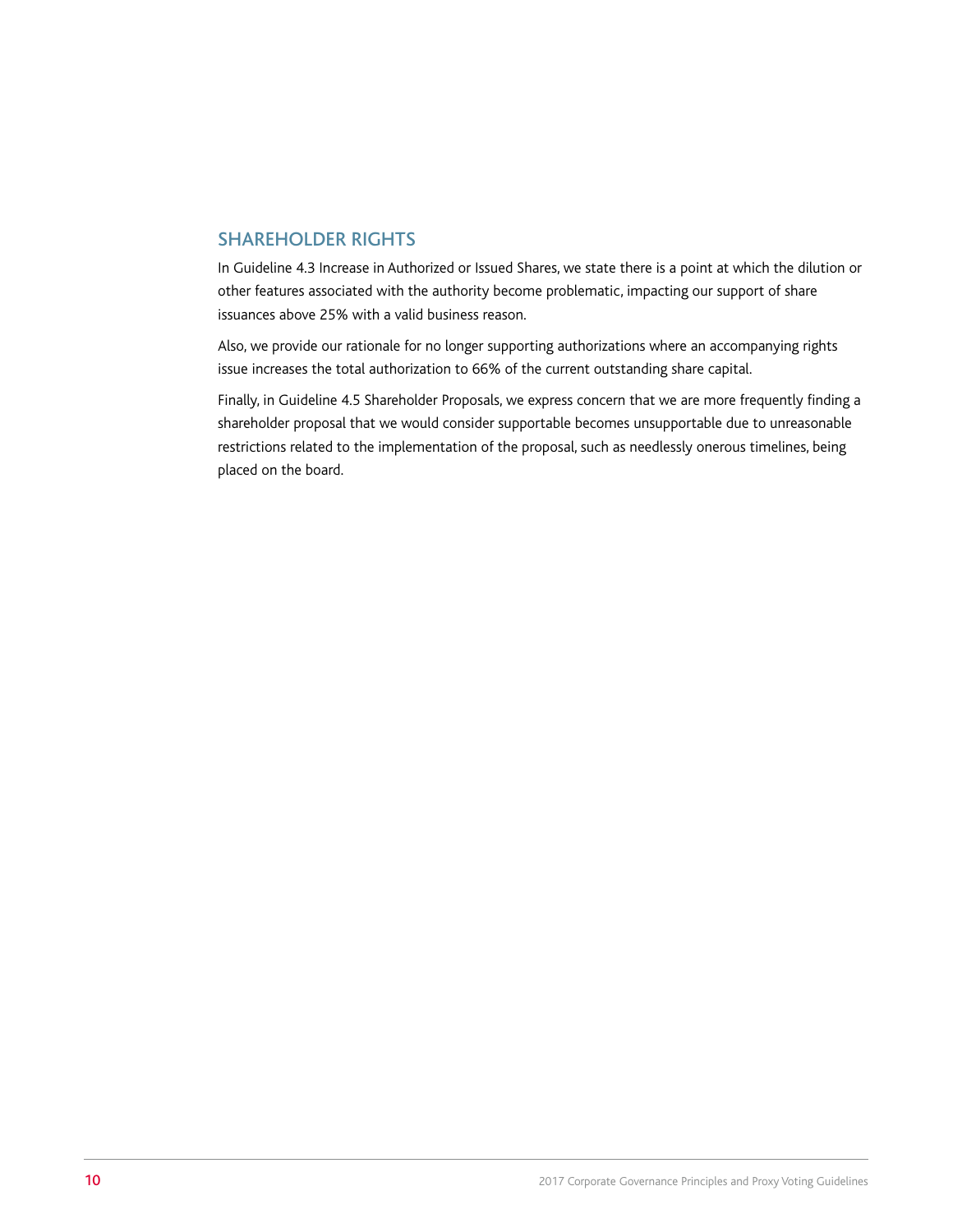## SHAREHOLDER RIGHTS

In Guideline 4.3 Increase in Authorized or Issued Shares, we state there is a point at which the dilution or other features associated with the authority become problematic, impacting our support of share issuances above 25% with a valid business reason.

Also, we provide our rationale for no longer supporting authorizations where an accompanying rights issue increases the total authorization to 66% of the current outstanding share capital.

Finally, in Guideline 4.5 Shareholder Proposals, we express concern that we are more frequently finding a shareholder proposal that we would consider supportable becomes unsupportable due to unreasonable restrictions related to the implementation of the proposal, such as needlessly onerous timelines, being placed on the board.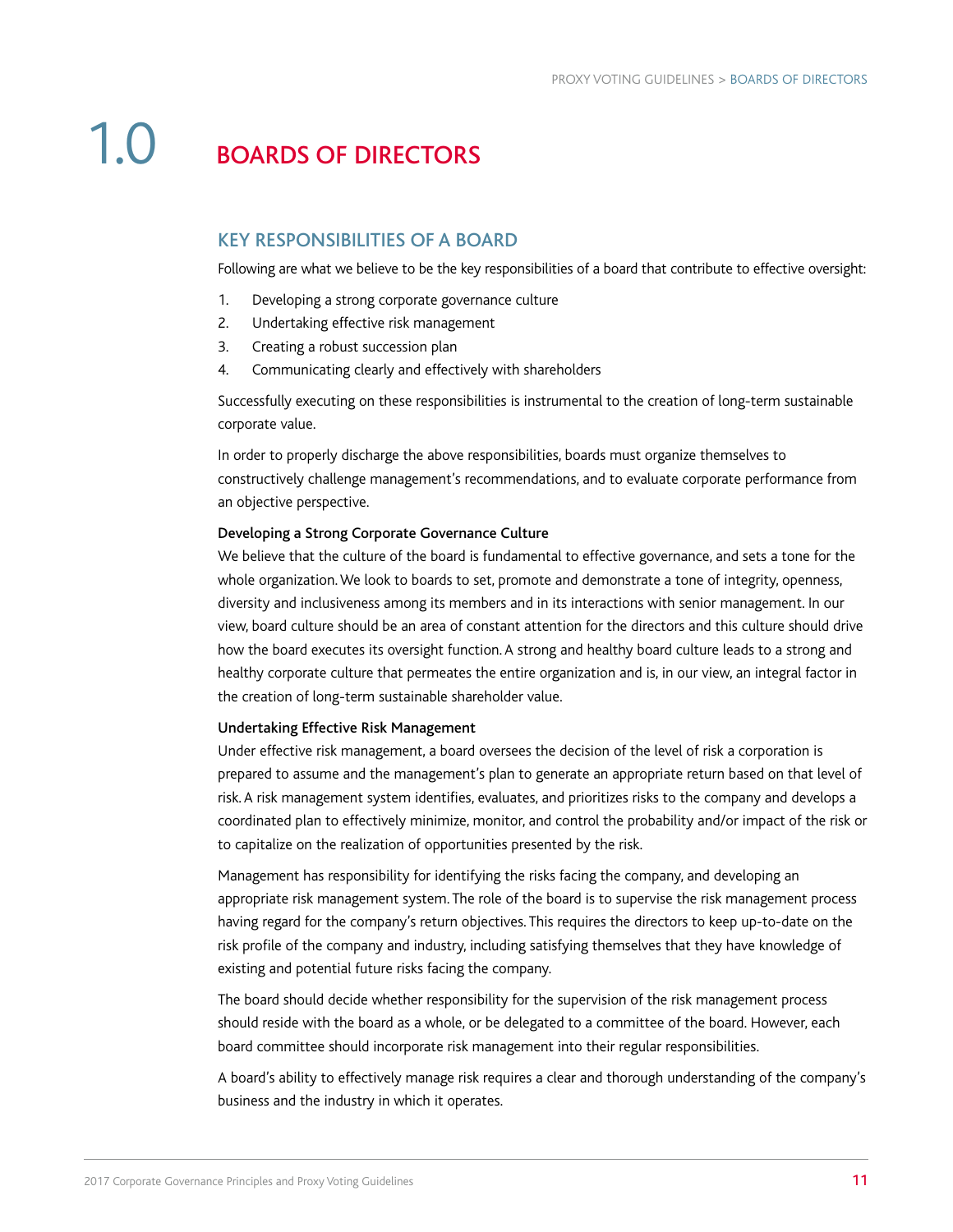# 1.0 BOARDS OF DIRECTORS

## KEY RESPONSIBILITIES OF A BOARD

Following are what we believe to be the key responsibilities of a board that contribute to effective oversight:

1. Developing a strong corporate governance culture
2. Undertaking effective risk management
3. Creating a robust succession plan
4. Communicating clearly and effectively with shareholders

Successfully executing on these responsibilities is instrumental to the creation of long-term sustainable corporate value.

In order to properly discharge the above responsibilities, boards must organize themselves to constructively challenge management's recommendations, and to evaluate corporate performance from an objective perspective.

**Developing a Strong Corporate Governance Culture**

We believe that the culture of the board is fundamental to effective governance, and sets a tone for the whole organization. We look to boards to set, promote and demonstrate a tone of integrity, openness, diversity and inclusiveness among its members and in its interactions with senior management. In our view, board culture should be an area of constant attention for the directors and this culture should drive how the board executes its oversight function. A strong and healthy board culture leads to a strong and healthy corporate culture that permeates the entire organization and is, in our view, an integral factor in the creation of long-term sustainable shareholder value.

**Undertaking Effective Risk Management**

Under effective risk management, a board oversees the decision of the level of risk a corporation is prepared to assume and the management's plan to generate an appropriate return based on that level of risk. A risk management system identifies, evaluates, and prioritizes risks to the company and develops a coordinated plan to effectively minimize, monitor, and control the probability and/or impact of the risk or to capitalize on the realization of opportunities presented by the risk.

Management has responsibility for identifying the risks facing the company, and developing an appropriate risk management system. The role of the board is to supervise the risk management process having regard for the company's return objectives. This requires the directors to keep up-to-date on the risk profile of the company and industry, including satisfying themselves that they have knowledge of existing and potential future risks facing the company.

The board should decide whether responsibility for the supervision of the risk management process should reside with the board as a whole, or be delegated to a committee of the board. However, each board committee should incorporate risk management into their regular responsibilities.

A board's ability to effectively manage risk requires a clear and thorough understanding of the company's business and the industry in which it operates.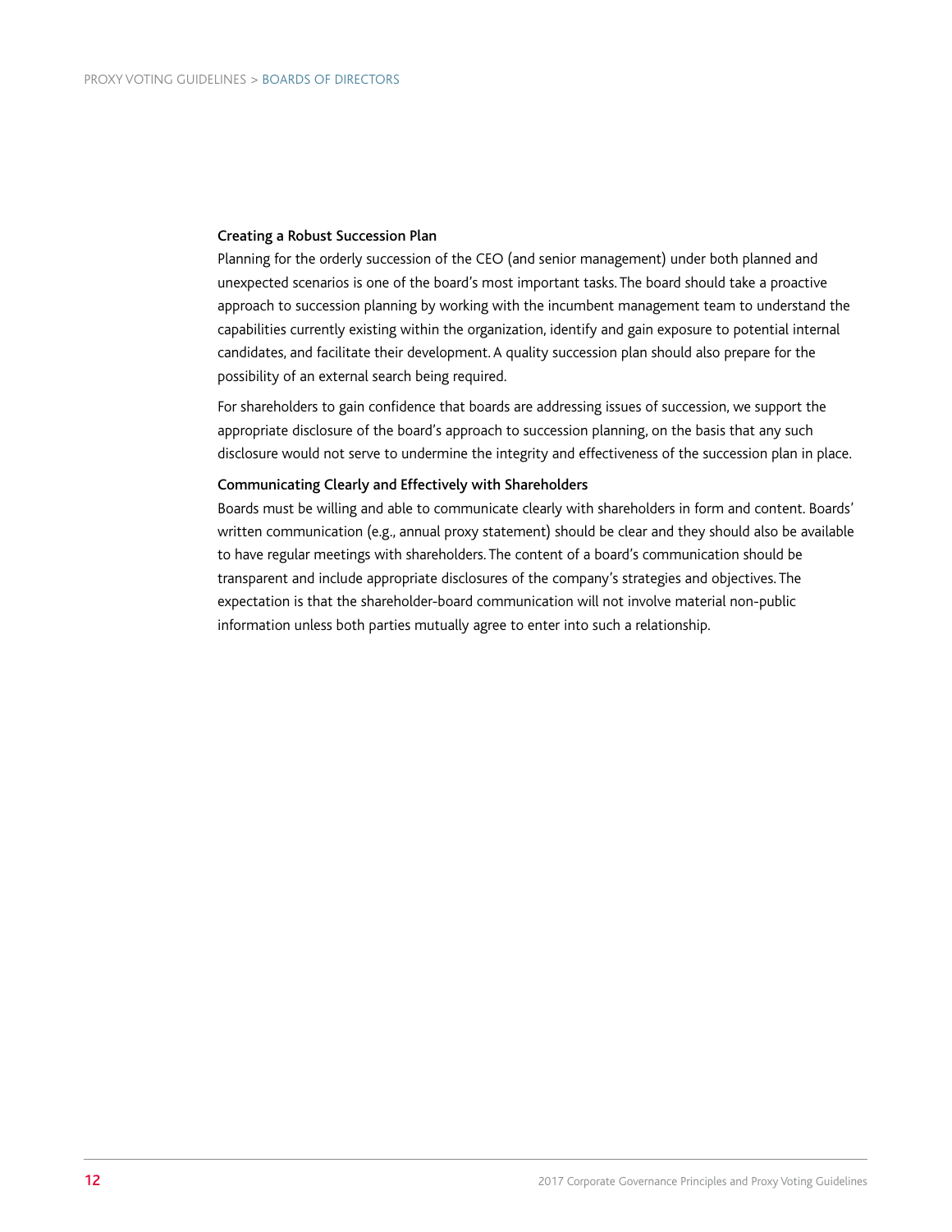### Creating a Robust Succession Plan

Planning for the orderly succession of the CEO (and senior management) under both planned and unexpected scenarios is one of the board's most important tasks. The board should take a proactive approach to succession planning by working with the incumbent management team to understand the capabilities currently existing within the organization, identify and gain exposure to potential internal candidates, and facilitate their development. A quality succession plan should also prepare for the possibility of an external search being required.

For shareholders to gain confidence that boards are addressing issues of succession, we support the appropriate disclosure of the board's approach to succession planning, on the basis that any such disclosure would not serve to undermine the integrity and effectiveness of the succession plan in place.

### Communicating Clearly and Effectively with Shareholders

Boards must be willing and able to communicate clearly with shareholders in form and content. Boards' written communication (e.g., annual proxy statement) should be clear and they should also be available to have regular meetings with shareholders. The content of a board's communication should be transparent and include appropriate disclosures of the company's strategies and objectives. The expectation is that the shareholder-board communication will not involve material non-public information unless both parties mutually agree to enter into such a relationship.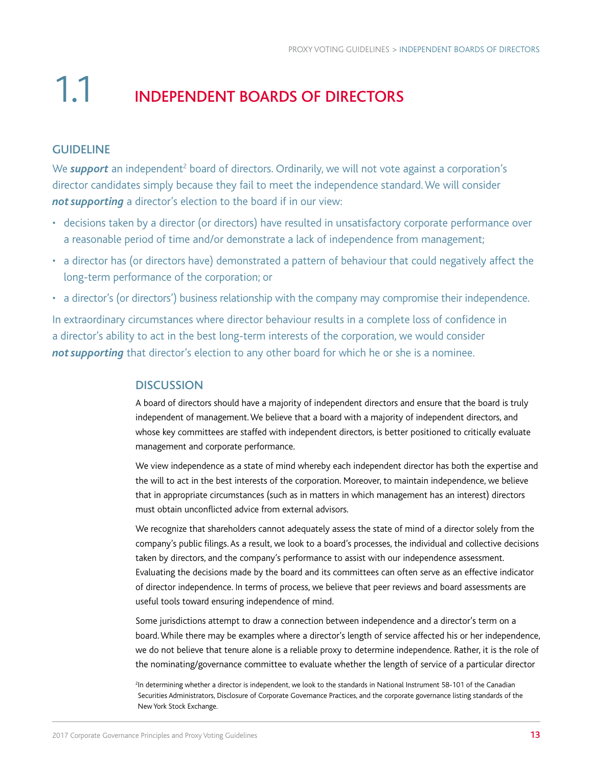# 1.1 INDEPENDENT BOARDS OF DIRECTORS

## GUIDELINE

We ***support*** an independent[2] board of directors. Ordinarily, we will not vote against a corporation's director candidates simply because they fail to meet the independence standard. We will consider ***not supporting*** a director's election to the board if in our view:

- decisions taken by a director (or directors) have resulted in unsatisfactory corporate performance over a reasonable period of time and/or demonstrate a lack of independence from management;
- a director has (or directors have) demonstrated a pattern of behaviour that could negatively affect the long-term performance of the corporation; or
- a director's (or directors') business relationship with the company may compromise their independence.

In extraordinary circumstances where director behaviour results in a complete loss of confidence in a director's ability to act in the best long-term interests of the corporation, we would consider ***not supporting*** that director's election to any other board for which he or she is a nominee.

## DISCUSSION

A board of directors should have a majority of independent directors and ensure that the board is truly independent of management. We believe that a board with a majority of independent directors, and whose key committees are staffed with independent directors, is better positioned to critically evaluate management and corporate performance.

We view independence as a state of mind whereby each independent director has both the expertise and the will to act in the best interests of the corporation. Moreover, to maintain independence, we believe that in appropriate circumstances (such as in matters in which management has an interest) directors must obtain unconflicted advice from external advisors.

We recognize that shareholders cannot adequately assess the state of mind of a director solely from the company's public filings. As a result, we look to a board's processes, the individual and collective decisions taken by directors, and the company's performance to assist with our independence assessment. Evaluating the decisions made by the board and its committees can often serve as an effective indicator of director independence. In terms of process, we believe that peer reviews and board assessments are useful tools toward ensuring independence of mind.

Some jurisdictions attempt to draw a connection between independence and a director's term on a board. While there may be examples where a director's length of service affected his or her independence, we do not believe that tenure alone is a reliable proxy to determine independence. Rather, it is the role of the nominating/governance committee to evaluate whether the length of service of a particular director

[2] In determining whether a director is independent, we look to the standards in National Instrument 58-101 of the Canadian Securities Administrators, Disclosure of Corporate Governance Practices, and the corporate governance listing standards of the New York Stock Exchange.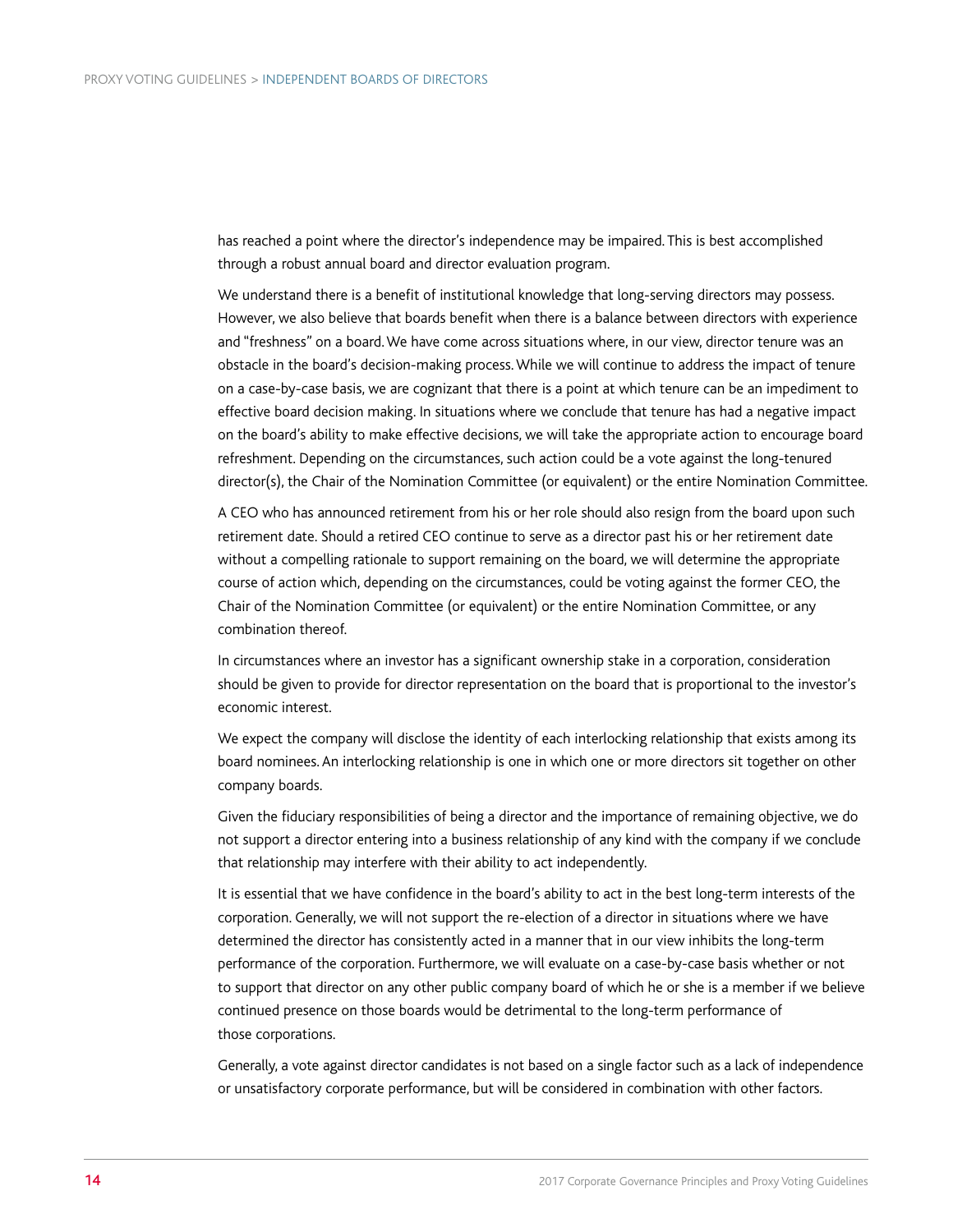has reached a point where the director's independence may be impaired. This is best accomplished through a robust annual board and director evaluation program.

We understand there is a benefit of institutional knowledge that long-serving directors may possess. However, we also believe that boards benefit when there is a balance between directors with experience and "freshness" on a board. We have come across situations where, in our view, director tenure was an obstacle in the board's decision-making process. While we will continue to address the impact of tenure on a case-by-case basis, we are cognizant that there is a point at which tenure can be an impediment to effective board decision making. In situations where we conclude that tenure has had a negative impact on the board's ability to make effective decisions, we will take the appropriate action to encourage board refreshment. Depending on the circumstances, such action could be a vote against the long-tenured director(s), the Chair of the Nomination Committee (or equivalent) or the entire Nomination Committee.

A CEO who has announced retirement from his or her role should also resign from the board upon such retirement date. Should a retired CEO continue to serve as a director past his or her retirement date without a compelling rationale to support remaining on the board, we will determine the appropriate course of action which, depending on the circumstances, could be voting against the former CEO, the Chair of the Nomination Committee (or equivalent) or the entire Nomination Committee, or any combination thereof.

In circumstances where an investor has a significant ownership stake in a corporation, consideration should be given to provide for director representation on the board that is proportional to the investor's economic interest.

We expect the company will disclose the identity of each interlocking relationship that exists among its board nominees. An interlocking relationship is one in which one or more directors sit together on other company boards.

Given the fiduciary responsibilities of being a director and the importance of remaining objective, we do not support a director entering into a business relationship of any kind with the company if we conclude that relationship may interfere with their ability to act independently.

It is essential that we have confidence in the board's ability to act in the best long-term interests of the corporation. Generally, we will not support the re-election of a director in situations where we have determined the director has consistently acted in a manner that in our view inhibits the long-term performance of the corporation. Furthermore, we will evaluate on a case-by-case basis whether or not to support that director on any other public company board of which he or she is a member if we believe continued presence on those boards would be detrimental to the long-term performance of those corporations.

Generally, a vote against director candidates is not based on a single factor such as a lack of independence or unsatisfactory corporate performance, but will be considered in combination with other factors.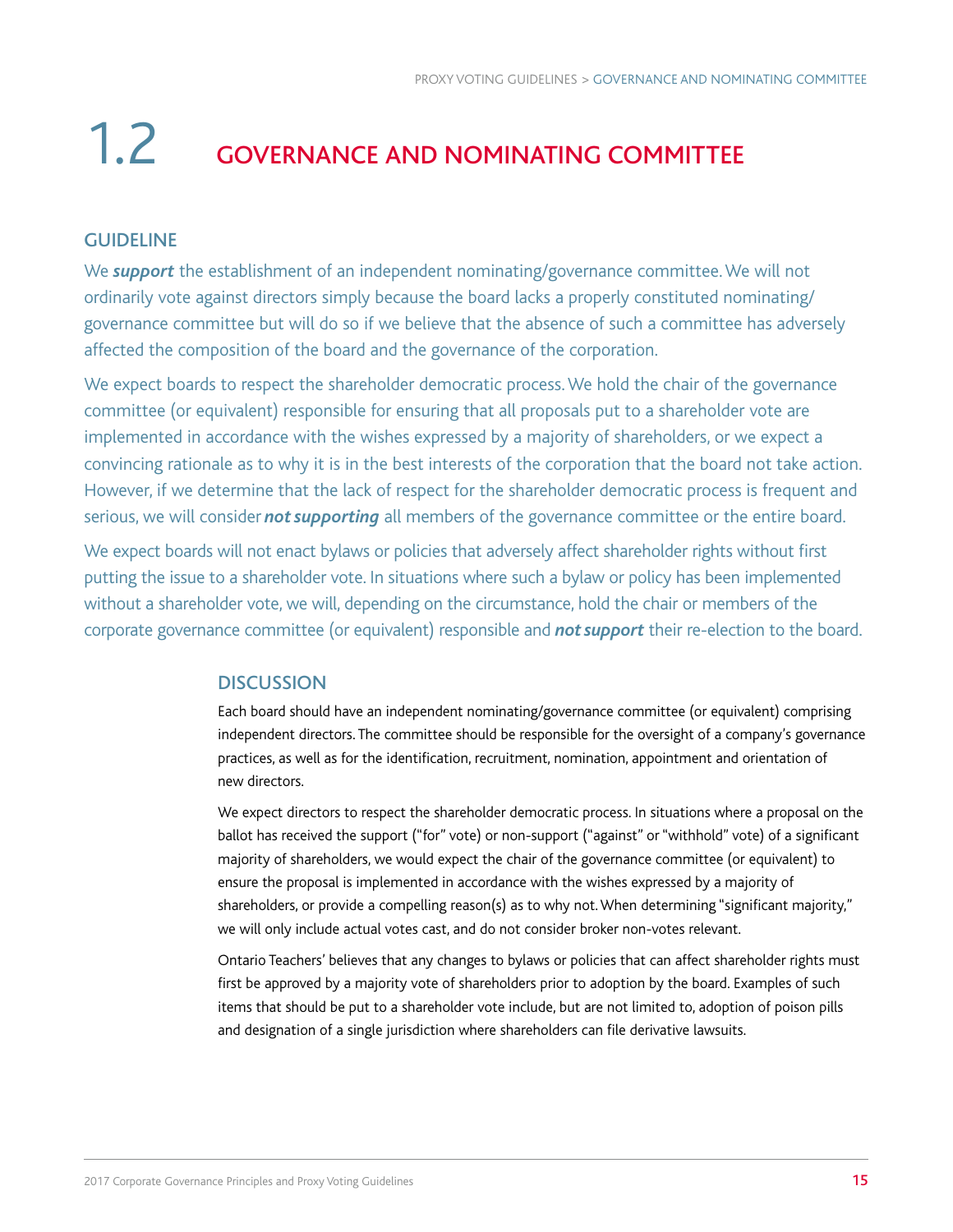# 1.2 GOVERNANCE AND NOMINATING COMMITTEE

## GUIDELINE

We ***support*** the establishment of an independent nominating/governance committee. We will not ordinarily vote against directors simply because the board lacks a properly constituted nominating/governance committee but will do so if we believe that the absence of such a committee has adversely affected the composition of the board and the governance of the corporation.

We expect boards to respect the shareholder democratic process. We hold the chair of the governance committee (or equivalent) responsible for ensuring that all proposals put to a shareholder vote are implemented in accordance with the wishes expressed by a majority of shareholders, or we expect a convincing rationale as to why it is in the best interests of the corporation that the board not take action. However, if we determine that the lack of respect for the shareholder democratic process is frequent and serious, we will consider ***not supporting*** all members of the governance committee or the entire board.

We expect boards will not enact bylaws or policies that adversely affect shareholder rights without first putting the issue to a shareholder vote. In situations where such a bylaw or policy has been implemented without a shareholder vote, we will, depending on the circumstance, hold the chair or members of the corporate governance committee (or equivalent) responsible and ***not support*** their re-election to the board.

## DISCUSSION

Each board should have an independent nominating/governance committee (or equivalent) comprising independent directors. The committee should be responsible for the oversight of a company's governance practices, as well as for the identification, recruitment, nomination, appointment and orientation of new directors.

We expect directors to respect the shareholder democratic process. In situations where a proposal on the ballot has received the support ("for" vote) or non-support ("against" or "withhold" vote) of a significant majority of shareholders, we would expect the chair of the governance committee (or equivalent) to ensure the proposal is implemented in accordance with the wishes expressed by a majority of shareholders, or provide a compelling reason(s) as to why not. When determining "significant majority," we will only include actual votes cast, and do not consider broker non-votes relevant.

Ontario Teachers' believes that any changes to bylaws or policies that can affect shareholder rights must first be approved by a majority vote of shareholders prior to adoption by the board. Examples of such items that should be put to a shareholder vote include, but are not limited to, adoption of poison pills and designation of a single jurisdiction where shareholders can file derivative lawsuits.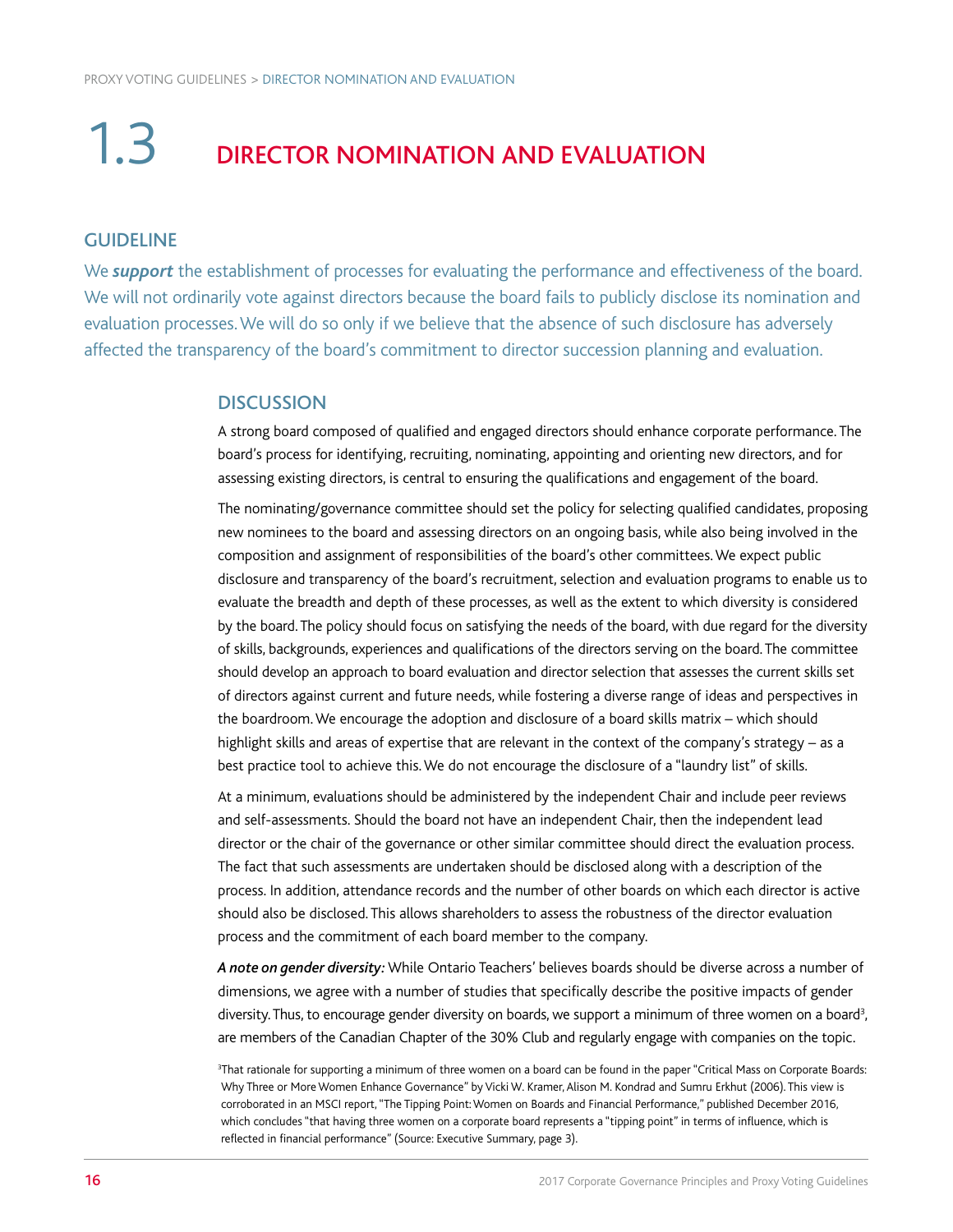# 1.3 DIRECTOR NOMINATION AND EVALUATION

## GUIDELINE

We ***support*** the establishment of processes for evaluating the performance and effectiveness of the board. We will not ordinarily vote against directors because the board fails to publicly disclose its nomination and evaluation processes. We will do so only if we believe that the absence of such disclosure has adversely affected the transparency of the board's commitment to director succession planning and evaluation.

## DISCUSSION

A strong board composed of qualified and engaged directors should enhance corporate performance. The board's process for identifying, recruiting, nominating, appointing and orienting new directors, and for assessing existing directors, is central to ensuring the qualifications and engagement of the board.

The nominating/governance committee should set the policy for selecting qualified candidates, proposing new nominees to the board and assessing directors on an ongoing basis, while also being involved in the composition and assignment of responsibilities of the board's other committees. We expect public disclosure and transparency of the board's recruitment, selection and evaluation programs to enable us to evaluate the breadth and depth of these processes, as well as the extent to which diversity is considered by the board. The policy should focus on satisfying the needs of the board, with due regard for the diversity of skills, backgrounds, experiences and qualifications of the directors serving on the board. The committee should develop an approach to board evaluation and director selection that assesses the current skills set of directors against current and future needs, while fostering a diverse range of ideas and perspectives in the boardroom. We encourage the adoption and disclosure of a board skills matrix – which should highlight skills and areas of expertise that are relevant in the context of the company's strategy – as a best practice tool to achieve this. We do not encourage the disclosure of a "laundry list" of skills.

At a minimum, evaluations should be administered by the independent Chair and include peer reviews and self-assessments. Should the board not have an independent Chair, then the independent lead director or the chair of the governance or other similar committee should direct the evaluation process. The fact that such assessments are undertaken should be disclosed along with a description of the process. In addition, attendance records and the number of other boards on which each director is active should also be disclosed. This allows shareholders to assess the robustness of the director evaluation process and the commitment of each board member to the company.

***A note on gender diversity:*** While Ontario Teachers' believes boards should be diverse across a number of dimensions, we agree with a number of studies that specifically describe the positive impacts of gender diversity. Thus, to encourage gender diversity on boards, we support a minimum of three women on a board[3], are members of the Canadian Chapter of the 30% Club and regularly engage with companies on the topic.

[3]That rationale for supporting a minimum of three women on a board can be found in the paper "Critical Mass on Corporate Boards: Why Three or More Women Enhance Governance" by Vicki W. Kramer, Alison M. Kondrad and Sumru Erkhut (2006). This view is corroborated in an MSCI report, "The Tipping Point: Women on Boards and Financial Performance," published December 2016, which concludes "that having three women on a corporate board represents a "tipping point" in terms of influence, which is reflected in financial performance" (Source: Executive Summary, page 3).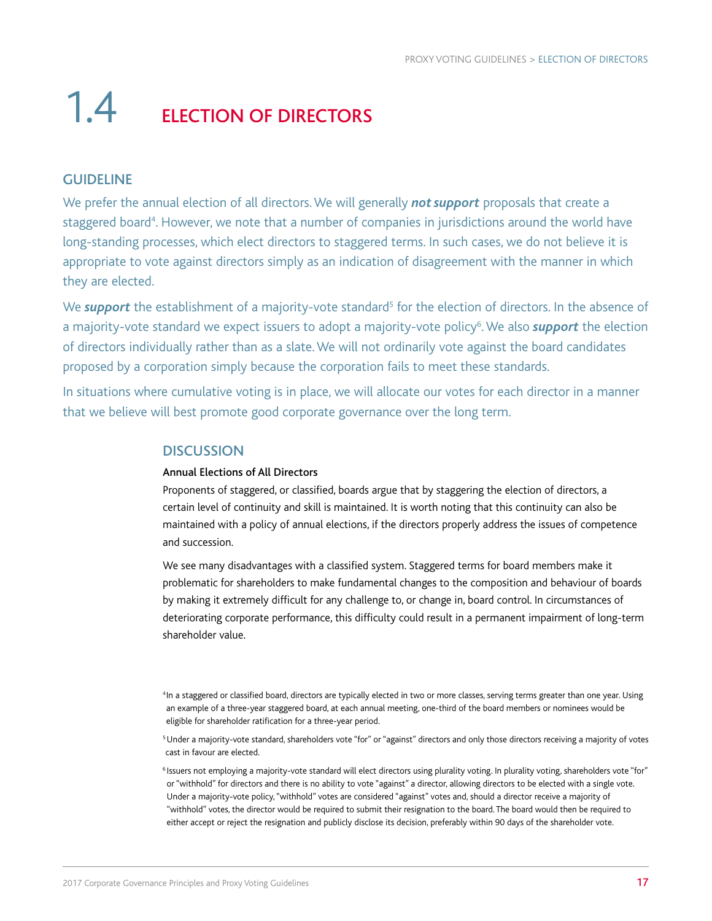# 1.4 ELECTION OF DIRECTORS

## GUIDELINE

We prefer the annual election of all directors. We will generally ***not support*** proposals that create a staggered board[4]. However, we note that a number of companies in jurisdictions around the world have long-standing processes, which elect directors to staggered terms. In such cases, we do not believe it is appropriate to vote against directors simply as an indication of disagreement with the manner in which they are elected.

We ***support*** the establishment of a majority-vote standard[5] for the election of directors. In the absence of a majority-vote standard we expect issuers to adopt a majority-vote policy[6]. We also ***support*** the election of directors individually rather than as a slate. We will not ordinarily vote against the board candidates proposed by a corporation simply because the corporation fails to meet these standards.

In situations where cumulative voting is in place, we will allocate our votes for each director in a manner that we believe will best promote good corporate governance over the long term.

## DISCUSSION

**Annual Elections of All Directors**

Proponents of staggered, or classified, boards argue that by staggering the election of directors, a certain level of continuity and skill is maintained. It is worth noting that this continuity can also be maintained with a policy of annual elections, if the directors properly address the issues of competence and succession.

We see many disadvantages with a classified system. Staggered terms for board members make it problematic for shareholders to make fundamental changes to the composition and behaviour of boards by making it extremely difficult for any challenge to, or change in, board control. In circumstances of deteriorating corporate performance, this difficulty could result in a permanent impairment of long-term shareholder value.

[4] In a staggered or classified board, directors are typically elected in two or more classes, serving terms greater than one year. Using an example of a three-year staggered board, at each annual meeting, one-third of the board members or nominees would be eligible for shareholder ratification for a three-year period.

[5] Under a majority-vote standard, shareholders vote "for" or "against" directors and only those directors receiving a majority of votes cast in favour are elected.

[6] Issuers not employing a majority-vote standard will elect directors using plurality voting. In plurality voting, shareholders vote "for" or "withhold" for directors and there is no ability to vote "against" a director, allowing directors to be elected with a single vote. Under a majority-vote policy, "withhold" votes are considered "against" votes and, should a director receive a majority of "withhold" votes, the director would be required to submit their resignation to the board. The board would then be required to either accept or reject the resignation and publicly disclose its decision, preferably within 90 days of the shareholder vote.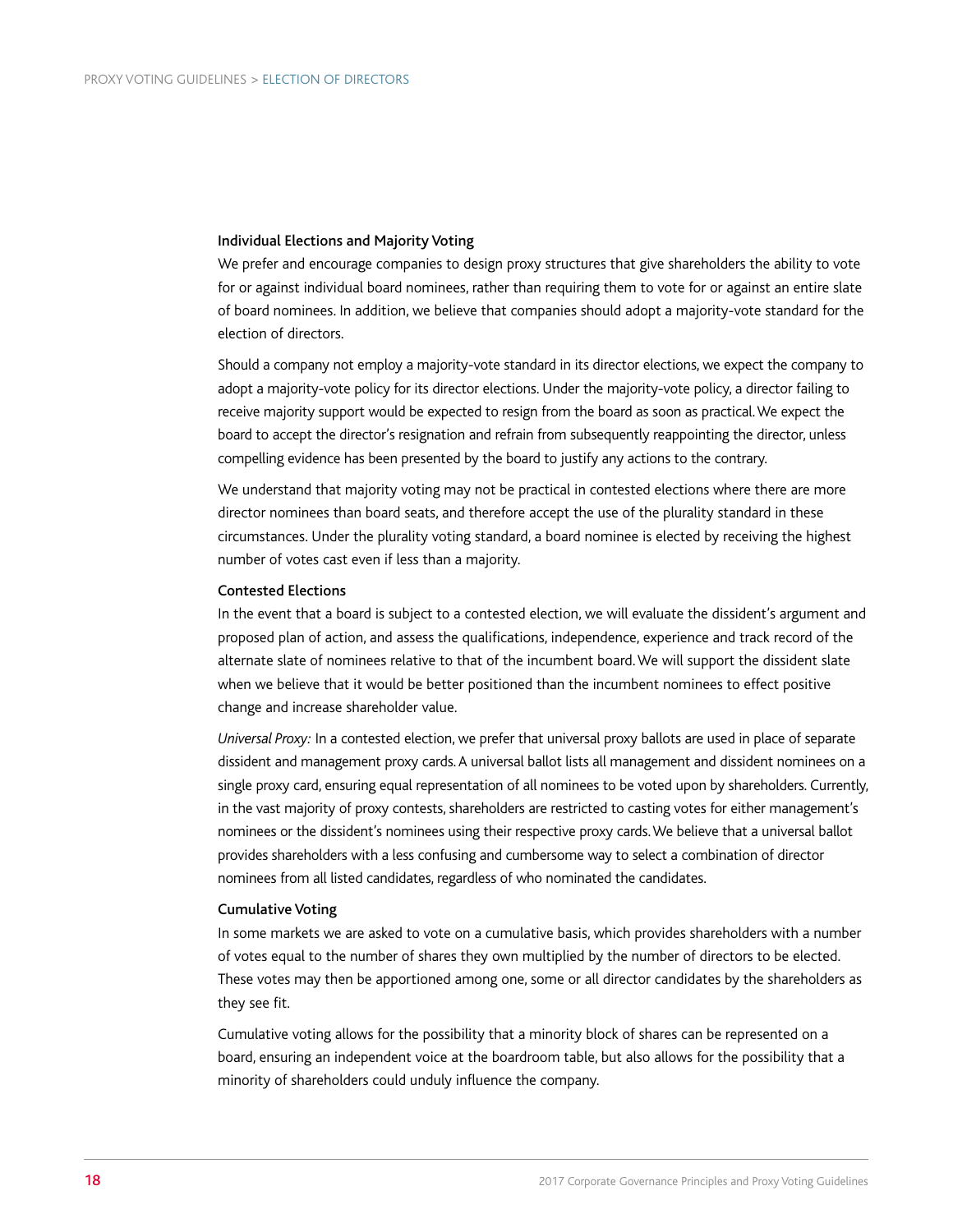### Individual Elections and Majority Voting

We prefer and encourage companies to design proxy structures that give shareholders the ability to vote for or against individual board nominees, rather than requiring them to vote for or against an entire slate of board nominees. In addition, we believe that companies should adopt a majority-vote standard for the election of directors.

Should a company not employ a majority-vote standard in its director elections, we expect the company to adopt a majority-vote policy for its director elections. Under the majority-vote policy, a director failing to receive majority support would be expected to resign from the board as soon as practical. We expect the board to accept the director's resignation and refrain from subsequently reappointing the director, unless compelling evidence has been presented by the board to justify any actions to the contrary.

We understand that majority voting may not be practical in contested elections where there are more director nominees than board seats, and therefore accept the use of the plurality standard in these circumstances. Under the plurality voting standard, a board nominee is elected by receiving the highest number of votes cast even if less than a majority.

### Contested Elections

In the event that a board is subject to a contested election, we will evaluate the dissident's argument and proposed plan of action, and assess the qualifications, independence, experience and track record of the alternate slate of nominees relative to that of the incumbent board. We will support the dissident slate when we believe that it would be better positioned than the incumbent nominees to effect positive change and increase shareholder value.

*Universal Proxy:* In a contested election, we prefer that universal proxy ballots are used in place of separate dissident and management proxy cards. A universal ballot lists all management and dissident nominees on a single proxy card, ensuring equal representation of all nominees to be voted upon by shareholders. Currently, in the vast majority of proxy contests, shareholders are restricted to casting votes for either management's nominees or the dissident's nominees using their respective proxy cards. We believe that a universal ballot provides shareholders with a less confusing and cumbersome way to select a combination of director nominees from all listed candidates, regardless of who nominated the candidates.

### Cumulative Voting

In some markets we are asked to vote on a cumulative basis, which provides shareholders with a number of votes equal to the number of shares they own multiplied by the number of directors to be elected. These votes may then be apportioned among one, some or all director candidates by the shareholders as they see fit.

Cumulative voting allows for the possibility that a minority block of shares can be represented on a board, ensuring an independent voice at the boardroom table, but also allows for the possibility that a minority of shareholders could unduly influence the company.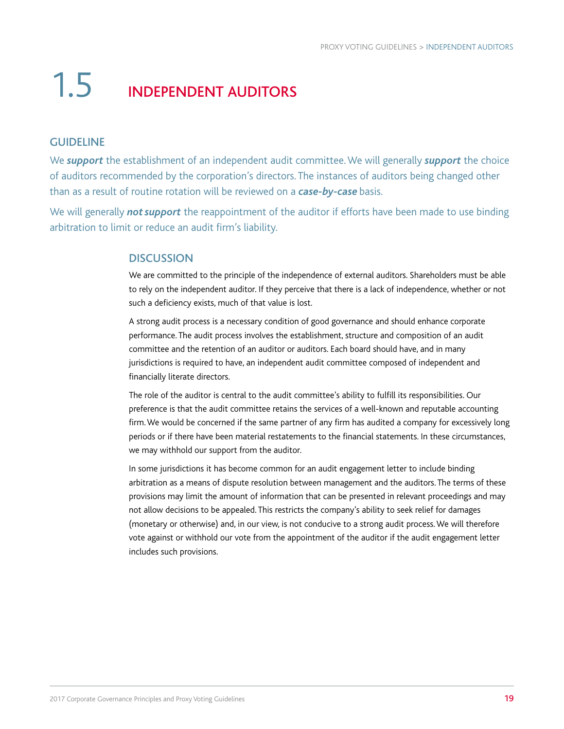# 1.5 INDEPENDENT AUDITORS

## GUIDELINE

We ***support*** the establishment of an independent audit committee. We will generally ***support*** the choice of auditors recommended by the corporation's directors. The instances of auditors being changed other than as a result of routine rotation will be reviewed on a ***case-by-case*** basis.

We will generally ***not support*** the reappointment of the auditor if efforts have been made to use binding arbitration to limit or reduce an audit firm's liability.

### DISCUSSION

We are committed to the principle of the independence of external auditors. Shareholders must be able to rely on the independent auditor. If they perceive that there is a lack of independence, whether or not such a deficiency exists, much of that value is lost.

A strong audit process is a necessary condition of good governance and should enhance corporate performance. The audit process involves the establishment, structure and composition of an audit committee and the retention of an auditor or auditors. Each board should have, and in many jurisdictions is required to have, an independent audit committee composed of independent and financially literate directors.

The role of the auditor is central to the audit committee's ability to fulfill its responsibilities. Our preference is that the audit committee retains the services of a well-known and reputable accounting firm. We would be concerned if the same partner of any firm has audited a company for excessively long periods or if there have been material restatements to the financial statements. In these circumstances, we may withhold our support from the auditor.

In some jurisdictions it has become common for an audit engagement letter to include binding arbitration as a means of dispute resolution between management and the auditors. The terms of these provisions may limit the amount of information that can be presented in relevant proceedings and may not allow decisions to be appealed. This restricts the company's ability to seek relief for damages (monetary or otherwise) and, in our view, is not conducive to a strong audit process. We will therefore vote against or withhold our vote from the appointment of the auditor if the audit engagement letter includes such provisions.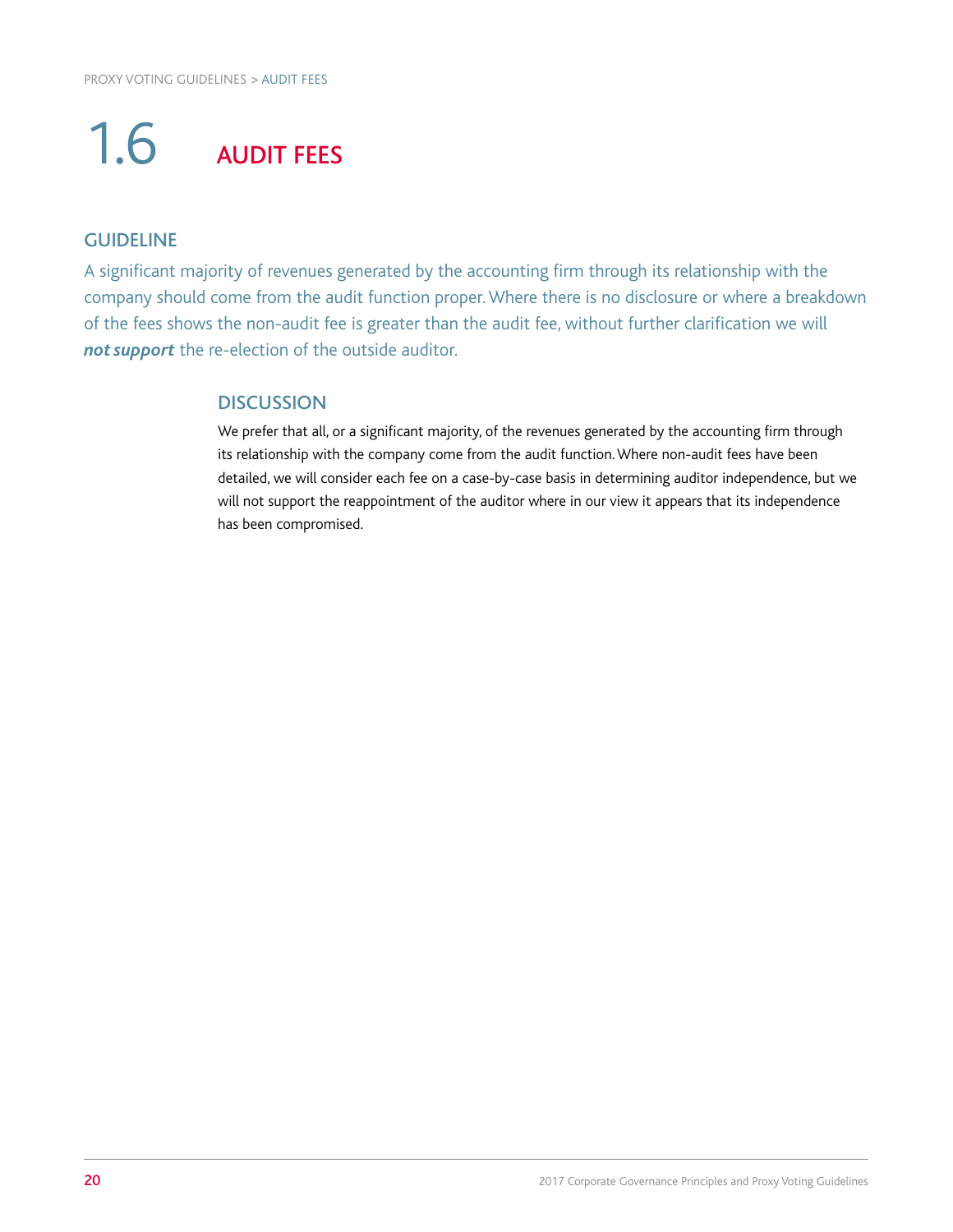# 1.6 AUDIT FEES

## GUIDELINE

A significant majority of revenues generated by the accounting firm through its relationship with the company should come from the audit function proper. Where there is no disclosure or where a breakdown of the fees shows the non-audit fee is greater than the audit fee, without further clarification we will ***not support*** the re-election of the outside auditor.

### DISCUSSION

We prefer that all, or a significant majority, of the revenues generated by the accounting firm through its relationship with the company come from the audit function. Where non-audit fees have been detailed, we will consider each fee on a case-by-case basis in determining auditor independence, but we will not support the reappointment of the auditor where in our view it appears that its independence has been compromised.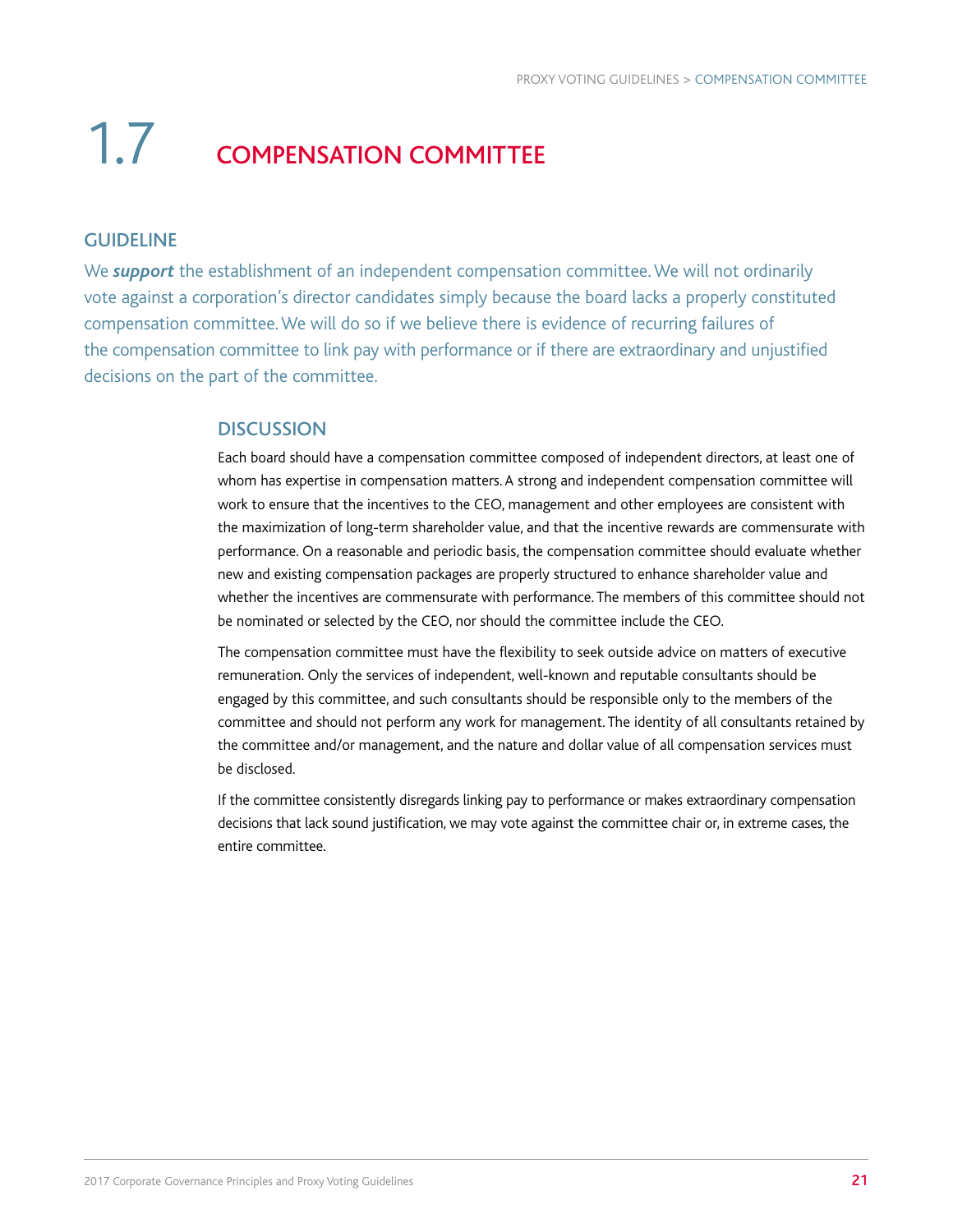# 1.7 COMPENSATION COMMITTEE

## GUIDELINE

We ***support*** the establishment of an independent compensation committee. We will not ordinarily vote against a corporation's director candidates simply because the board lacks a properly constituted compensation committee. We will do so if we believe there is evidence of recurring failures of the compensation committee to link pay with performance or if there are extraordinary and unjustified decisions on the part of the committee.

## DISCUSSION

Each board should have a compensation committee composed of independent directors, at least one of whom has expertise in compensation matters. A strong and independent compensation committee will work to ensure that the incentives to the CEO, management and other employees are consistent with the maximization of long-term shareholder value, and that the incentive rewards are commensurate with performance. On a reasonable and periodic basis, the compensation committee should evaluate whether new and existing compensation packages are properly structured to enhance shareholder value and whether the incentives are commensurate with performance. The members of this committee should not be nominated or selected by the CEO, nor should the committee include the CEO.

The compensation committee must have the flexibility to seek outside advice on matters of executive remuneration. Only the services of independent, well-known and reputable consultants should be engaged by this committee, and such consultants should be responsible only to the members of the committee and should not perform any work for management. The identity of all consultants retained by the committee and/or management, and the nature and dollar value of all compensation services must be disclosed.

If the committee consistently disregards linking pay to performance or makes extraordinary compensation decisions that lack sound justification, we may vote against the committee chair or, in extreme cases, the entire committee.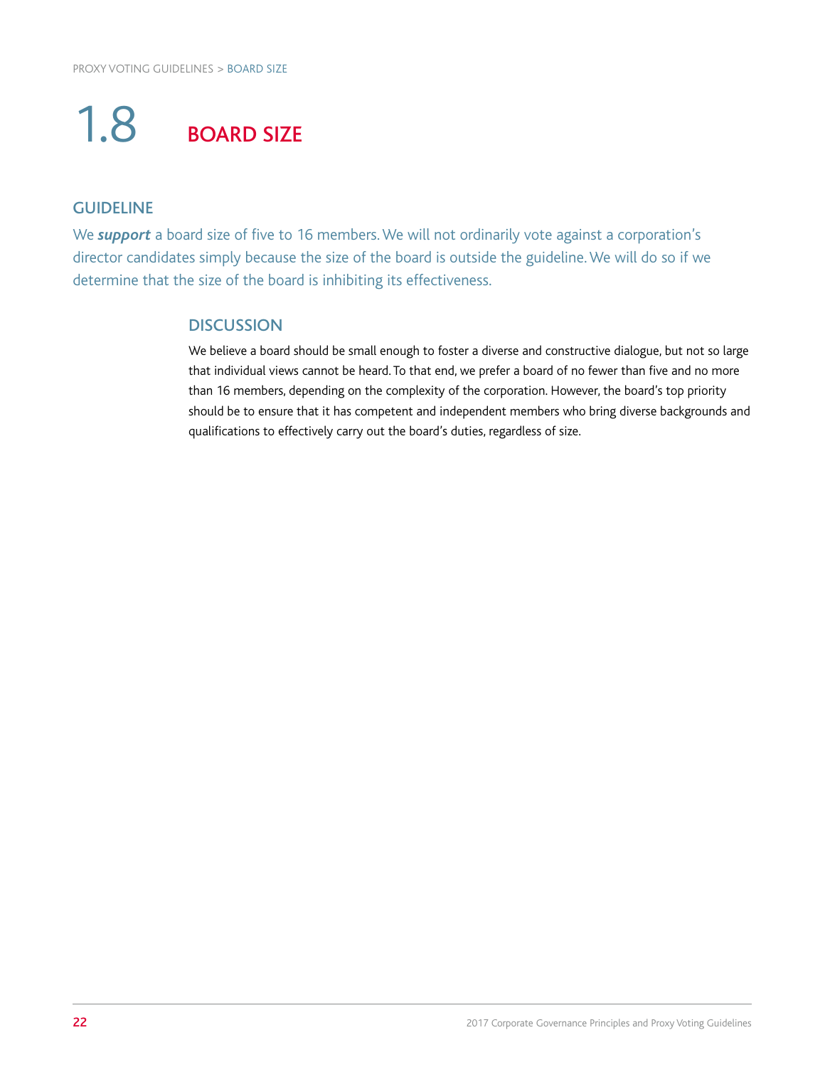# 1.8 BOARD SIZE

## GUIDELINE

We ***support*** a board size of five to 16 members. We will not ordinarily vote against a corporation's director candidates simply because the size of the board is outside the guideline. We will do so if we determine that the size of the board is inhibiting its effectiveness.

### DISCUSSION

We believe a board should be small enough to foster a diverse and constructive dialogue, but not so large that individual views cannot be heard. To that end, we prefer a board of no fewer than five and no more than 16 members, depending on the complexity of the corporation. However, the board's top priority should be to ensure that it has competent and independent members who bring diverse backgrounds and qualifications to effectively carry out the board's duties, regardless of size.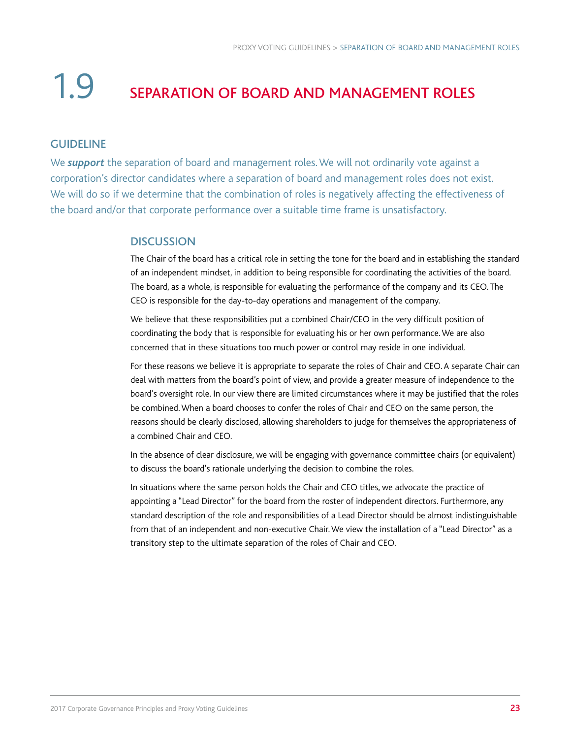# 1.9 SEPARATION OF BOARD AND MANAGEMENT ROLES

## GUIDELINE

We ***support*** the separation of board and management roles. We will not ordinarily vote against a corporation's director candidates where a separation of board and management roles does not exist. We will do so if we determine that the combination of roles is negatively affecting the effectiveness of the board and/or that corporate performance over a suitable time frame is unsatisfactory.

## DISCUSSION

The Chair of the board has a critical role in setting the tone for the board and in establishing the standard of an independent mindset, in addition to being responsible for coordinating the activities of the board. The board, as a whole, is responsible for evaluating the performance of the company and its CEO. The CEO is responsible for the day-to-day operations and management of the company.

We believe that these responsibilities put a combined Chair/CEO in the very difficult position of coordinating the body that is responsible for evaluating his or her own performance. We are also concerned that in these situations too much power or control may reside in one individual.

For these reasons we believe it is appropriate to separate the roles of Chair and CEO. A separate Chair can deal with matters from the board's point of view, and provide a greater measure of independence to the board's oversight role. In our view there are limited circumstances where it may be justified that the roles be combined. When a board chooses to confer the roles of Chair and CEO on the same person, the reasons should be clearly disclosed, allowing shareholders to judge for themselves the appropriateness of a combined Chair and CEO.

In the absence of clear disclosure, we will be engaging with governance committee chairs (or equivalent) to discuss the board's rationale underlying the decision to combine the roles.

In situations where the same person holds the Chair and CEO titles, we advocate the practice of appointing a "Lead Director" for the board from the roster of independent directors. Furthermore, any standard description of the role and responsibilities of a Lead Director should be almost indistinguishable from that of an independent and non-executive Chair. We view the installation of a "Lead Director" as a transitory step to the ultimate separation of the roles of Chair and CEO.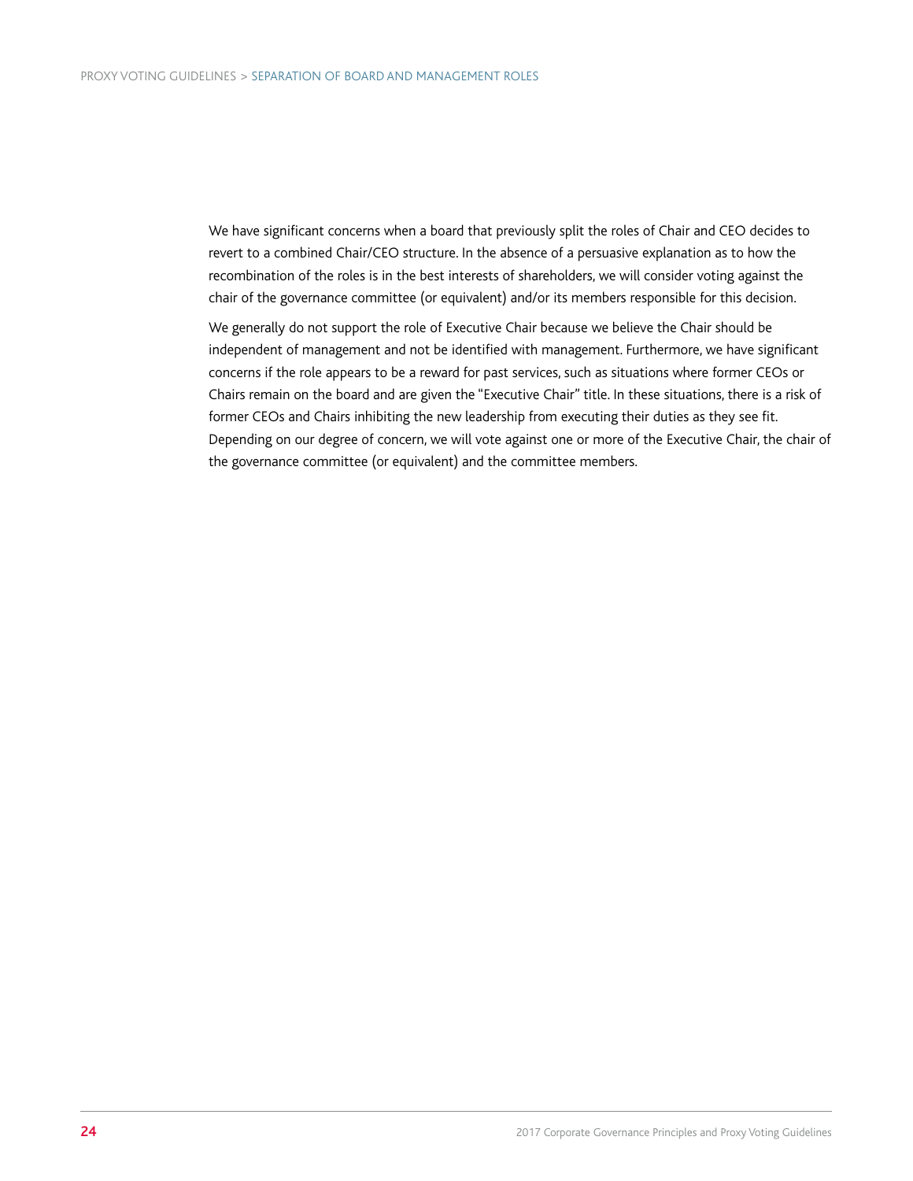We have significant concerns when a board that previously split the roles of Chair and CEO decides to revert to a combined Chair/CEO structure. In the absence of a persuasive explanation as to how the recombination of the roles is in the best interests of shareholders, we will consider voting against the chair of the governance committee (or equivalent) and/or its members responsible for this decision.

We generally do not support the role of Executive Chair because we believe the Chair should be independent of management and not be identified with management. Furthermore, we have significant concerns if the role appears to be a reward for past services, such as situations where former CEOs or Chairs remain on the board and are given the "Executive Chair" title. In these situations, there is a risk of former CEOs and Chairs inhibiting the new leadership from executing their duties as they see fit. Depending on our degree of concern, we will vote against one or more of the Executive Chair, the chair of the governance committee (or equivalent) and the committee members.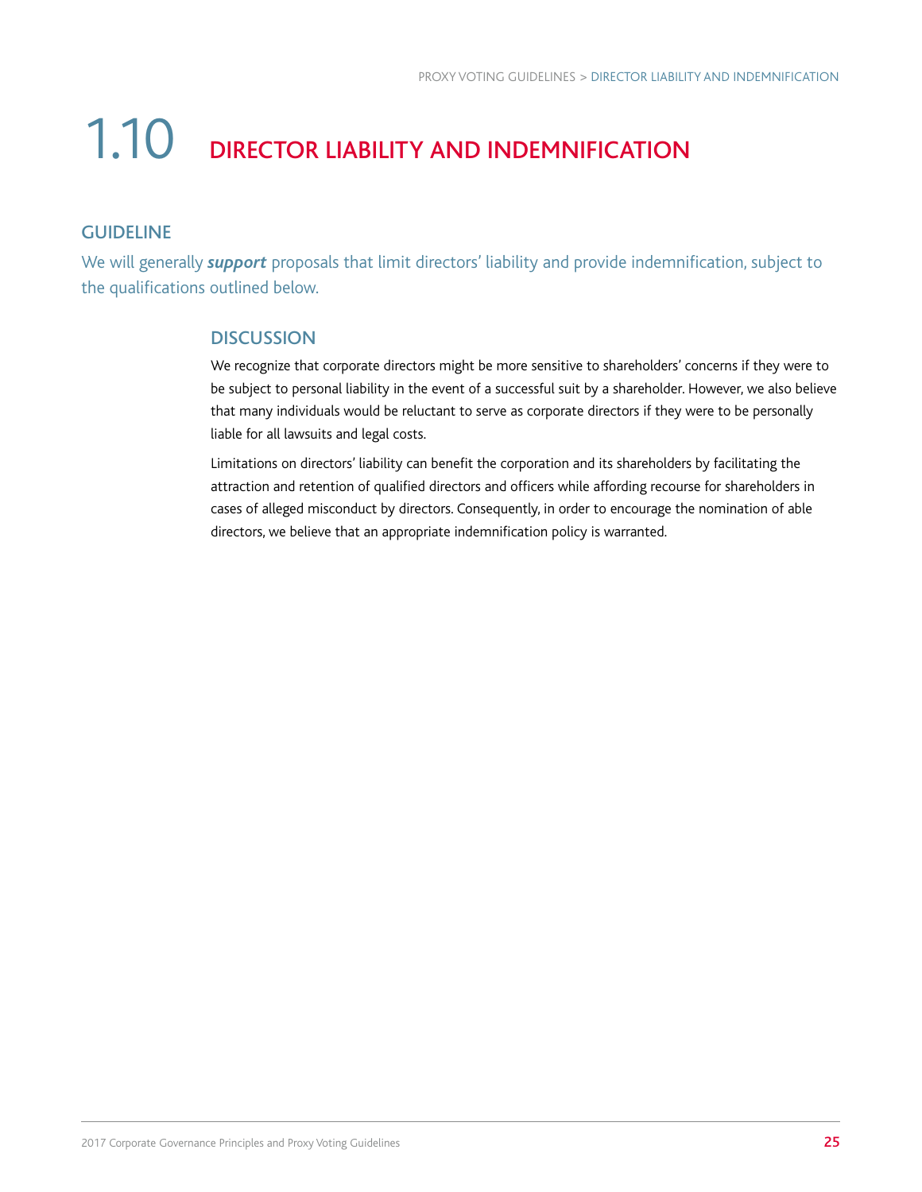# 1.10 DIRECTOR LIABILITY AND INDEMNIFICATION

## GUIDELINE

We will generally ***support*** proposals that limit directors' liability and provide indemnification, subject to the qualifications outlined below.

### DISCUSSION

We recognize that corporate directors might be more sensitive to shareholders' concerns if they were to be subject to personal liability in the event of a successful suit by a shareholder. However, we also believe that many individuals would be reluctant to serve as corporate directors if they were to be personally liable for all lawsuits and legal costs.

Limitations on directors' liability can benefit the corporation and its shareholders by facilitating the attraction and retention of qualified directors and officers while affording recourse for shareholders in cases of alleged misconduct by directors. Consequently, in order to encourage the nomination of able directors, we believe that an appropriate indemnification policy is warranted.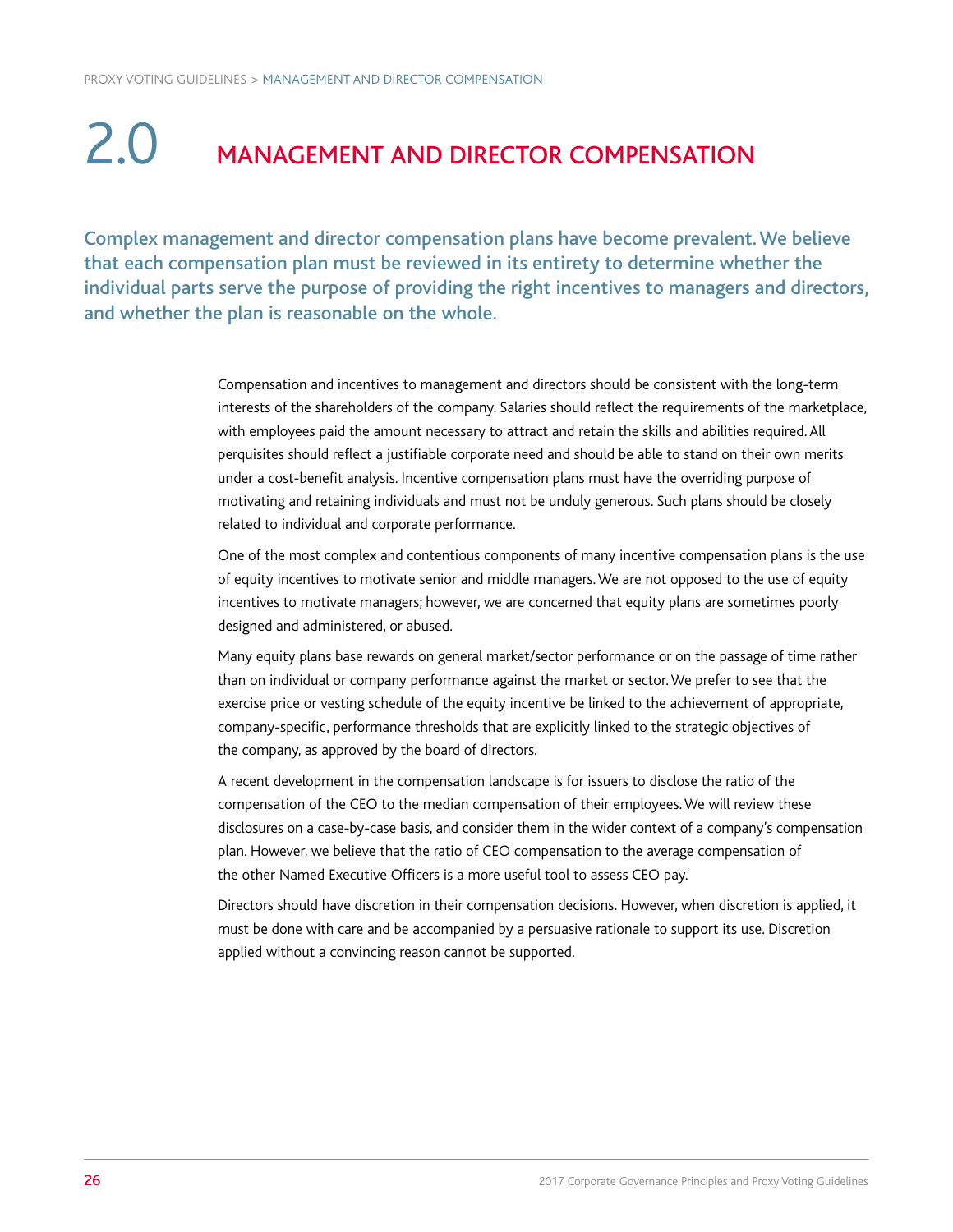# 2.0 MANAGEMENT AND DIRECTOR COMPENSATION

**Complex management and director compensation plans have become prevalent. We believe that each compensation plan must be reviewed in its entirety to determine whether the individual parts serve the purpose of providing the right incentives to managers and directors, and whether the plan is reasonable on the whole.**

Compensation and incentives to management and directors should be consistent with the long-term interests of the shareholders of the company. Salaries should reflect the requirements of the marketplace, with employees paid the amount necessary to attract and retain the skills and abilities required. All perquisites should reflect a justifiable corporate need and should be able to stand on their own merits under a cost-benefit analysis. Incentive compensation plans must have the overriding purpose of motivating and retaining individuals and must not be unduly generous. Such plans should be closely related to individual and corporate performance.

One of the most complex and contentious components of many incentive compensation plans is the use of equity incentives to motivate senior and middle managers. We are not opposed to the use of equity incentives to motivate managers; however, we are concerned that equity plans are sometimes poorly designed and administered, or abused.

Many equity plans base rewards on general market/sector performance or on the passage of time rather than on individual or company performance against the market or sector. We prefer to see that the exercise price or vesting schedule of the equity incentive be linked to the achievement of appropriate, company-specific, performance thresholds that are explicitly linked to the strategic objectives of the company, as approved by the board of directors.

A recent development in the compensation landscape is for issuers to disclose the ratio of the compensation of the CEO to the median compensation of their employees. We will review these disclosures on a case-by-case basis, and consider them in the wider context of a company's compensation plan. However, we believe that the ratio of CEO compensation to the average compensation of the other Named Executive Officers is a more useful tool to assess CEO pay.

Directors should have discretion in their compensation decisions. However, when discretion is applied, it must be done with care and be accompanied by a persuasive rationale to support its use. Discretion applied without a convincing reason cannot be supported.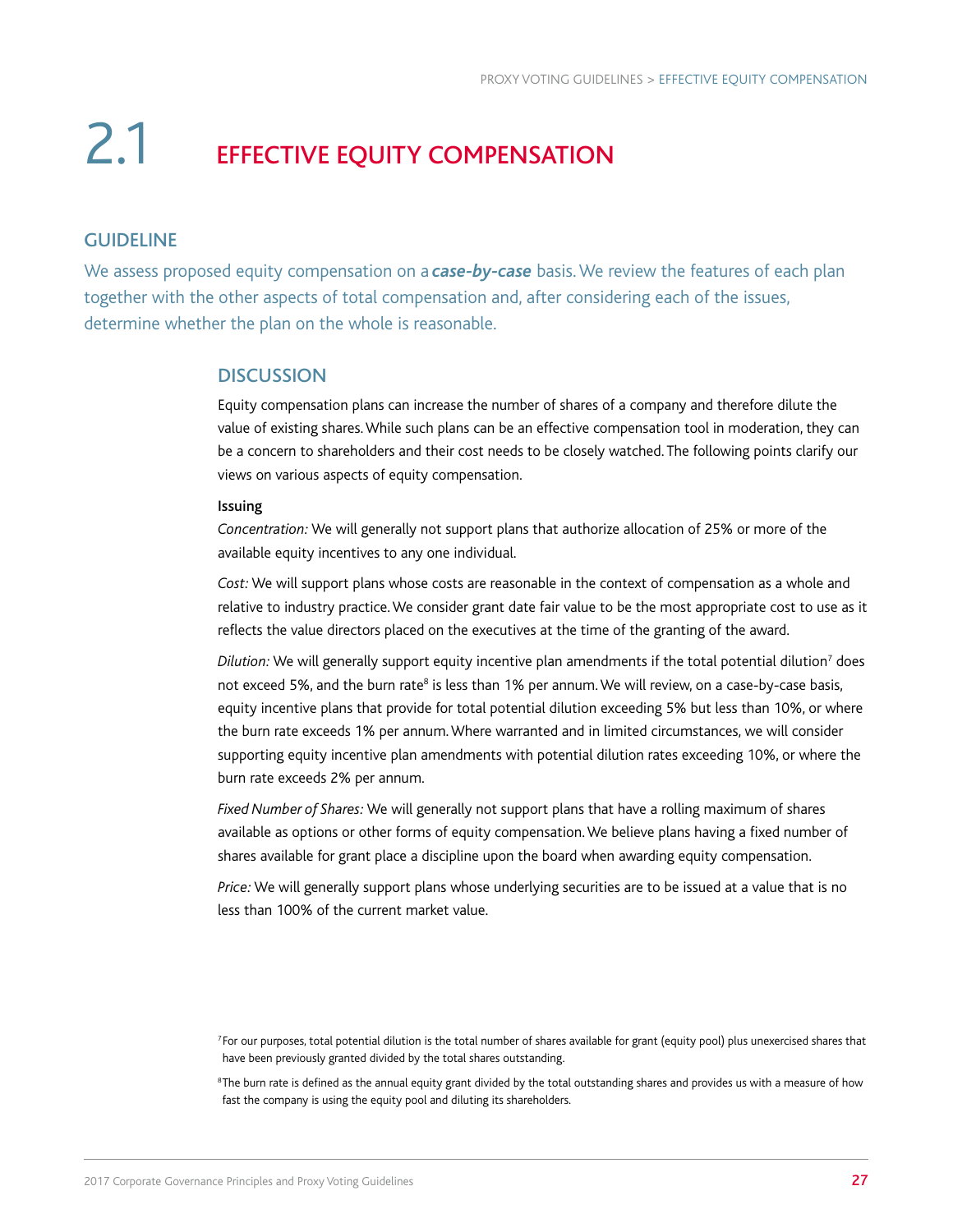# 2.1 EFFECTIVE EQUITY COMPENSATION

## GUIDELINE

We assess proposed equity compensation on a ***case-by-case*** basis. We review the features of each plan together with the other aspects of total compensation and, after considering each of the issues, determine whether the plan on the whole is reasonable.

### DISCUSSION

Equity compensation plans can increase the number of shares of a company and therefore dilute the value of existing shares. While such plans can be an effective compensation tool in moderation, they can be a concern to shareholders and their cost needs to be closely watched. The following points clarify our views on various aspects of equity compensation.

**Issuing**

*Concentration:* We will generally not support plans that authorize allocation of 25% or more of the available equity incentives to any one individual.

*Cost:* We will support plans whose costs are reasonable in the context of compensation as a whole and relative to industry practice. We consider grant date fair value to be the most appropriate cost to use as it reflects the value directors placed on the executives at the time of the granting of the award.

*Dilution:* We will generally support equity incentive plan amendments if the total potential dilution[7] does not exceed 5%, and the burn rate[8] is less than 1% per annum. We will review, on a case-by-case basis, equity incentive plans that provide for total potential dilution exceeding 5% but less than 10%, or where the burn rate exceeds 1% per annum. Where warranted and in limited circumstances, we will consider supporting equity incentive plan amendments with potential dilution rates exceeding 10%, or where the burn rate exceeds 2% per annum.

*Fixed Number of Shares:* We will generally not support plans that have a rolling maximum of shares available as options or other forms of equity compensation. We believe plans having a fixed number of shares available for grant place a discipline upon the board when awarding equity compensation.

*Price:* We will generally support plans whose underlying securities are to be issued at a value that is no less than 100% of the current market value.

[7] For our purposes, total potential dilution is the total number of shares available for grant (equity pool) plus unexercised shares that have been previously granted divided by the total shares outstanding.

[8] The burn rate is defined as the annual equity grant divided by the total outstanding shares and provides us with a measure of how fast the company is using the equity pool and diluting its shareholders.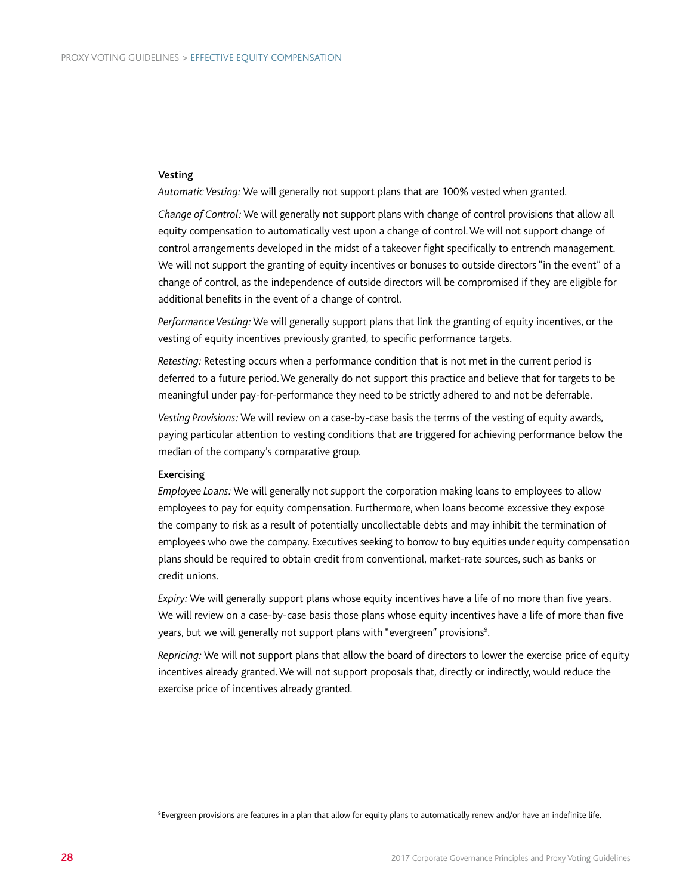### Vesting

*Automatic Vesting:* We will generally not support plans that are 100% vested when granted.

*Change of Control:* We will generally not support plans with change of control provisions that allow all equity compensation to automatically vest upon a change of control. We will not support change of control arrangements developed in the midst of a takeover fight specifically to entrench management. We will not support the granting of equity incentives or bonuses to outside directors "in the event" of a change of control, as the independence of outside directors will be compromised if they are eligible for additional benefits in the event of a change of control.

*Performance Vesting:* We will generally support plans that link the granting of equity incentives, or the vesting of equity incentives previously granted, to specific performance targets.

*Retesting:* Retesting occurs when a performance condition that is not met in the current period is deferred to a future period. We generally do not support this practice and believe that for targets to be meaningful under pay-for-performance they need to be strictly adhered to and not be deferrable.

*Vesting Provisions:* We will review on a case-by-case basis the terms of the vesting of equity awards, paying particular attention to vesting conditions that are triggered for achieving performance below the median of the company's comparative group.

### Exercising

*Employee Loans:* We will generally not support the corporation making loans to employees to allow employees to pay for equity compensation. Furthermore, when loans become excessive they expose the company to risk as a result of potentially uncollectable debts and may inhibit the termination of employees who owe the company. Executives seeking to borrow to buy equities under equity compensation plans should be required to obtain credit from conventional, market-rate sources, such as banks or credit unions.

*Expiry:* We will generally support plans whose equity incentives have a life of no more than five years. We will review on a case-by-case basis those plans whose equity incentives have a life of more than five years, but we will generally not support plans with "evergreen" provisions[9].

*Repricing:* We will not support plans that allow the board of directors to lower the exercise price of equity incentives already granted. We will not support proposals that, directly or indirectly, would reduce the exercise price of incentives already granted.

[9] Evergreen provisions are features in a plan that allow for equity plans to automatically renew and/or have an indefinite life.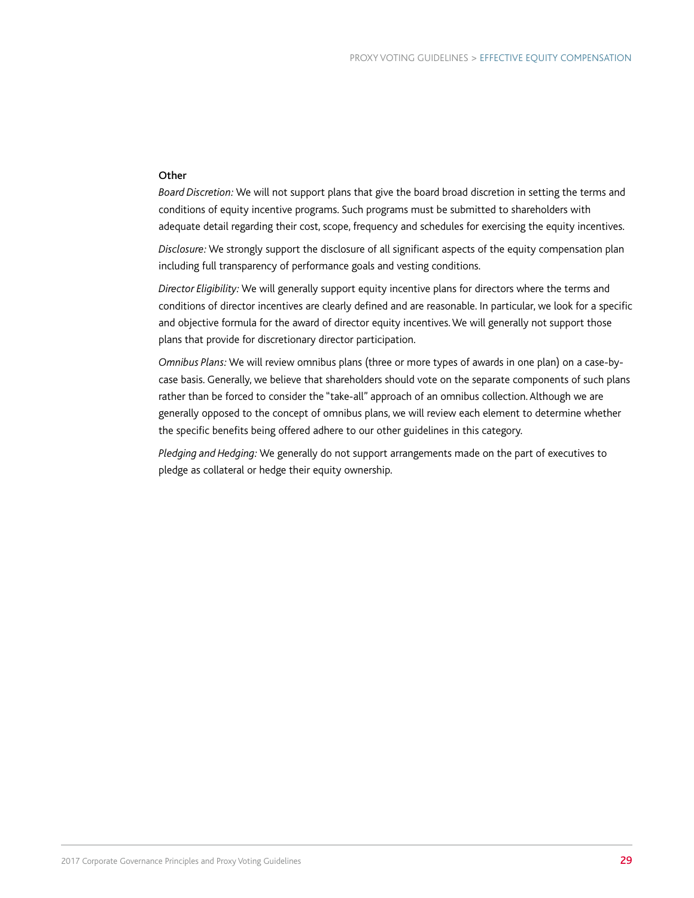### Other

*Board Discretion:* We will not support plans that give the board broad discretion in setting the terms and conditions of equity incentive programs. Such programs must be submitted to shareholders with adequate detail regarding their cost, scope, frequency and schedules for exercising the equity incentives.

*Disclosure:* We strongly support the disclosure of all significant aspects of the equity compensation plan including full transparency of performance goals and vesting conditions.

*Director Eligibility:* We will generally support equity incentive plans for directors where the terms and conditions of director incentives are clearly defined and are reasonable. In particular, we look for a specific and objective formula for the award of director equity incentives. We will generally not support those plans that provide for discretionary director participation.

*Omnibus Plans:* We will review omnibus plans (three or more types of awards in one plan) on a case-by-case basis. Generally, we believe that shareholders should vote on the separate components of such plans rather than be forced to consider the "take-all" approach of an omnibus collection. Although we are generally opposed to the concept of omnibus plans, we will review each element to determine whether the specific benefits being offered adhere to our other guidelines in this category.

*Pledging and Hedging:* We generally do not support arrangements made on the part of executives to pledge as collateral or hedge their equity ownership.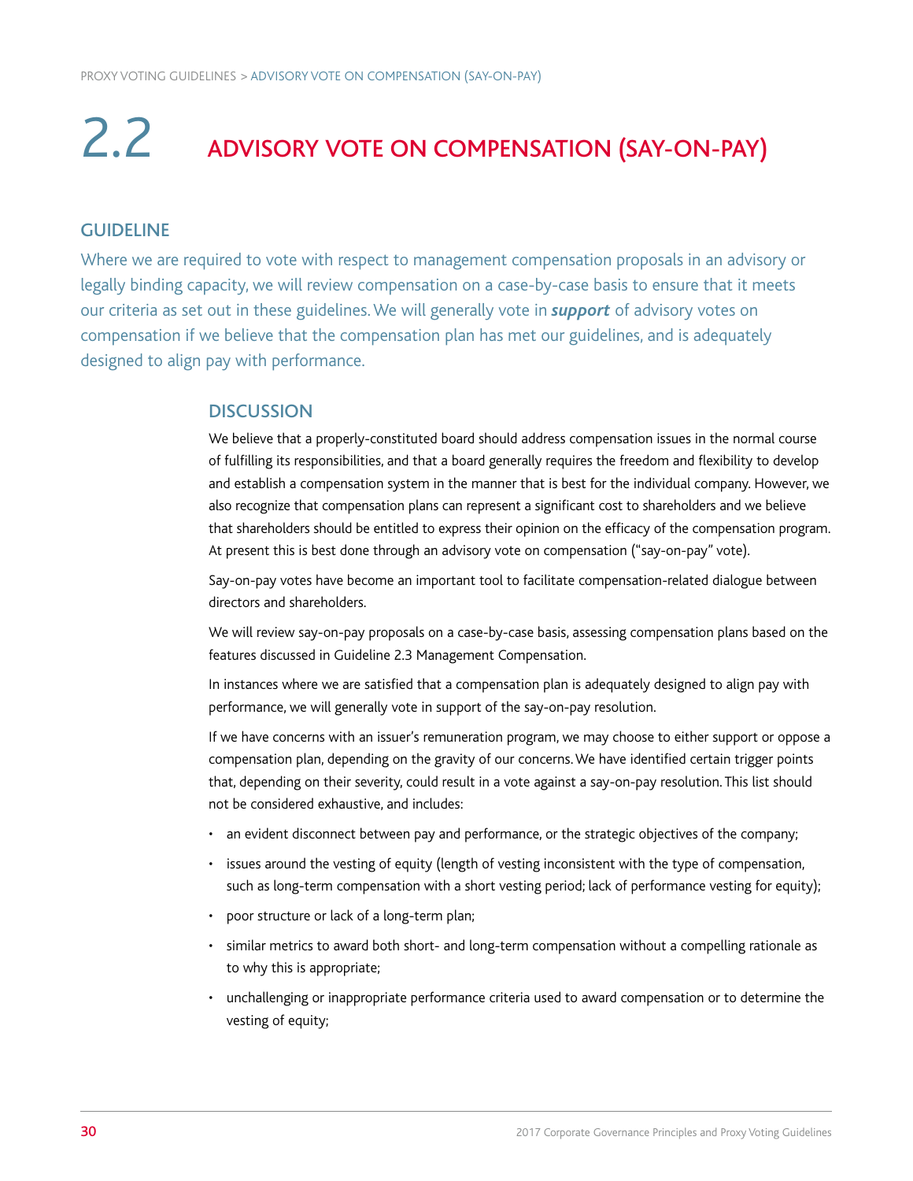# 2.2 ADVISORY VOTE ON COMPENSATION (SAY-ON-PAY)

## GUIDELINE

Where we are required to vote with respect to management compensation proposals in an advisory or legally binding capacity, we will review compensation on a case-by-case basis to ensure that it meets our criteria as set out in these guidelines. We will generally vote in ***support*** of advisory votes on compensation if we believe that the compensation plan has met our guidelines, and is adequately designed to align pay with performance.

### DISCUSSION

We believe that a properly-constituted board should address compensation issues in the normal course of fulfilling its responsibilities, and that a board generally requires the freedom and flexibility to develop and establish a compensation system in the manner that is best for the individual company. However, we also recognize that compensation plans can represent a significant cost to shareholders and we believe that shareholders should be entitled to express their opinion on the efficacy of the compensation program. At present this is best done through an advisory vote on compensation ("say-on-pay" vote).

Say-on-pay votes have become an important tool to facilitate compensation-related dialogue between directors and shareholders.

We will review say-on-pay proposals on a case-by-case basis, assessing compensation plans based on the features discussed in Guideline 2.3 Management Compensation.

In instances where we are satisfied that a compensation plan is adequately designed to align pay with performance, we will generally vote in support of the say-on-pay resolution.

If we have concerns with an issuer's remuneration program, we may choose to either support or oppose a compensation plan, depending on the gravity of our concerns. We have identified certain trigger points that, depending on their severity, could result in a vote against a say-on-pay resolution. This list should not be considered exhaustive, and includes:

- an evident disconnect between pay and performance, or the strategic objectives of the company;
- issues around the vesting of equity (length of vesting inconsistent with the type of compensation, such as long-term compensation with a short vesting period; lack of performance vesting for equity);
- poor structure or lack of a long-term plan;
- similar metrics to award both short- and long-term compensation without a compelling rationale as to why this is appropriate;
- unchallenging or inappropriate performance criteria used to award compensation or to determine the vesting of equity;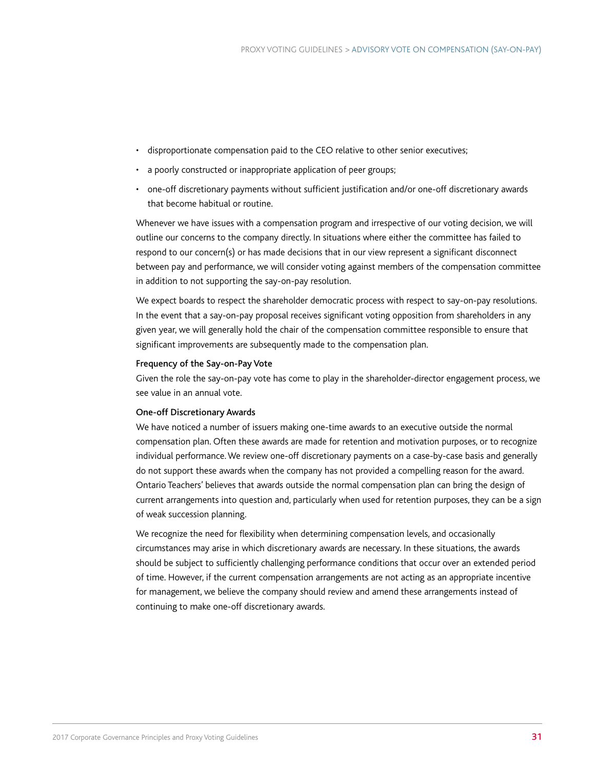- disproportionate compensation paid to the CEO relative to other senior executives;
- a poorly constructed or inappropriate application of peer groups;
- one-off discretionary payments without sufficient justification and/or one-off discretionary awards that become habitual or routine.

Whenever we have issues with a compensation program and irrespective of our voting decision, we will outline our concerns to the company directly. In situations where either the committee has failed to respond to our concern(s) or has made decisions that in our view represent a significant disconnect between pay and performance, we will consider voting against members of the compensation committee in addition to not supporting the say-on-pay resolution.

We expect boards to respect the shareholder democratic process with respect to say-on-pay resolutions. In the event that a say-on-pay proposal receives significant voting opposition from shareholders in any given year, we will generally hold the chair of the compensation committee responsible to ensure that significant improvements are subsequently made to the compensation plan.

#### Frequency of the Say-on-Pay Vote

Given the role the say-on-pay vote has come to play in the shareholder-director engagement process, we see value in an annual vote.

#### One-off Discretionary Awards

We have noticed a number of issuers making one-time awards to an executive outside the normal compensation plan. Often these awards are made for retention and motivation purposes, or to recognize individual performance. We review one-off discretionary payments on a case-by-case basis and generally do not support these awards when the company has not provided a compelling reason for the award. Ontario Teachers' believes that awards outside the normal compensation plan can bring the design of current arrangements into question and, particularly when used for retention purposes, they can be a sign of weak succession planning.

We recognize the need for flexibility when determining compensation levels, and occasionally circumstances may arise in which discretionary awards are necessary. In these situations, the awards should be subject to sufficiently challenging performance conditions that occur over an extended period of time. However, if the current compensation arrangements are not acting as an appropriate incentive for management, we believe the company should review and amend these arrangements instead of continuing to make one-off discretionary awards.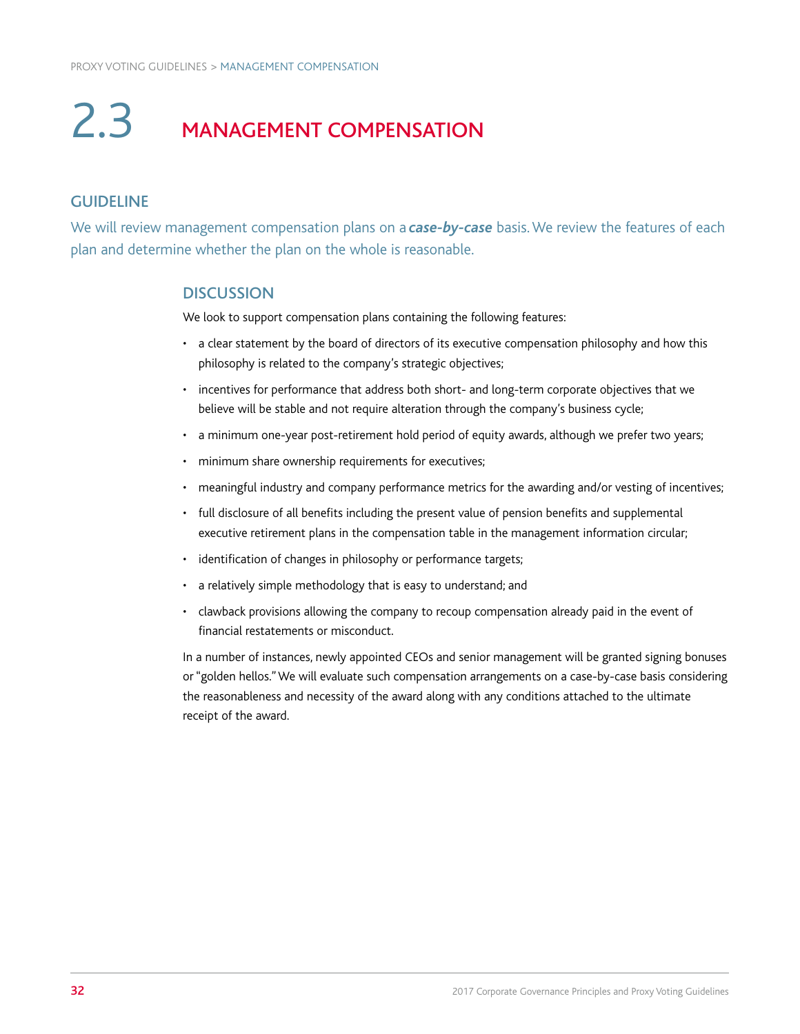# 2.3 MANAGEMENT COMPENSATION

## GUIDELINE

We will review management compensation plans on a ***case-by-case*** basis. We review the features of each plan and determine whether the plan on the whole is reasonable.

### DISCUSSION

We look to support compensation plans containing the following features:

- a clear statement by the board of directors of its executive compensation philosophy and how this philosophy is related to the company's strategic objectives;
- incentives for performance that address both short- and long-term corporate objectives that we believe will be stable and not require alteration through the company's business cycle;
- a minimum one-year post-retirement hold period of equity awards, although we prefer two years;
- minimum share ownership requirements for executives;
- meaningful industry and company performance metrics for the awarding and/or vesting of incentives;
- full disclosure of all benefits including the present value of pension benefits and supplemental executive retirement plans in the compensation table in the management information circular;
- identification of changes in philosophy or performance targets;
- a relatively simple methodology that is easy to understand; and
- clawback provisions allowing the company to recoup compensation already paid in the event of financial restatements or misconduct.

In a number of instances, newly appointed CEOs and senior management will be granted signing bonuses or "golden hellos." We will evaluate such compensation arrangements on a case-by-case basis considering the reasonableness and necessity of the award along with any conditions attached to the ultimate receipt of the award.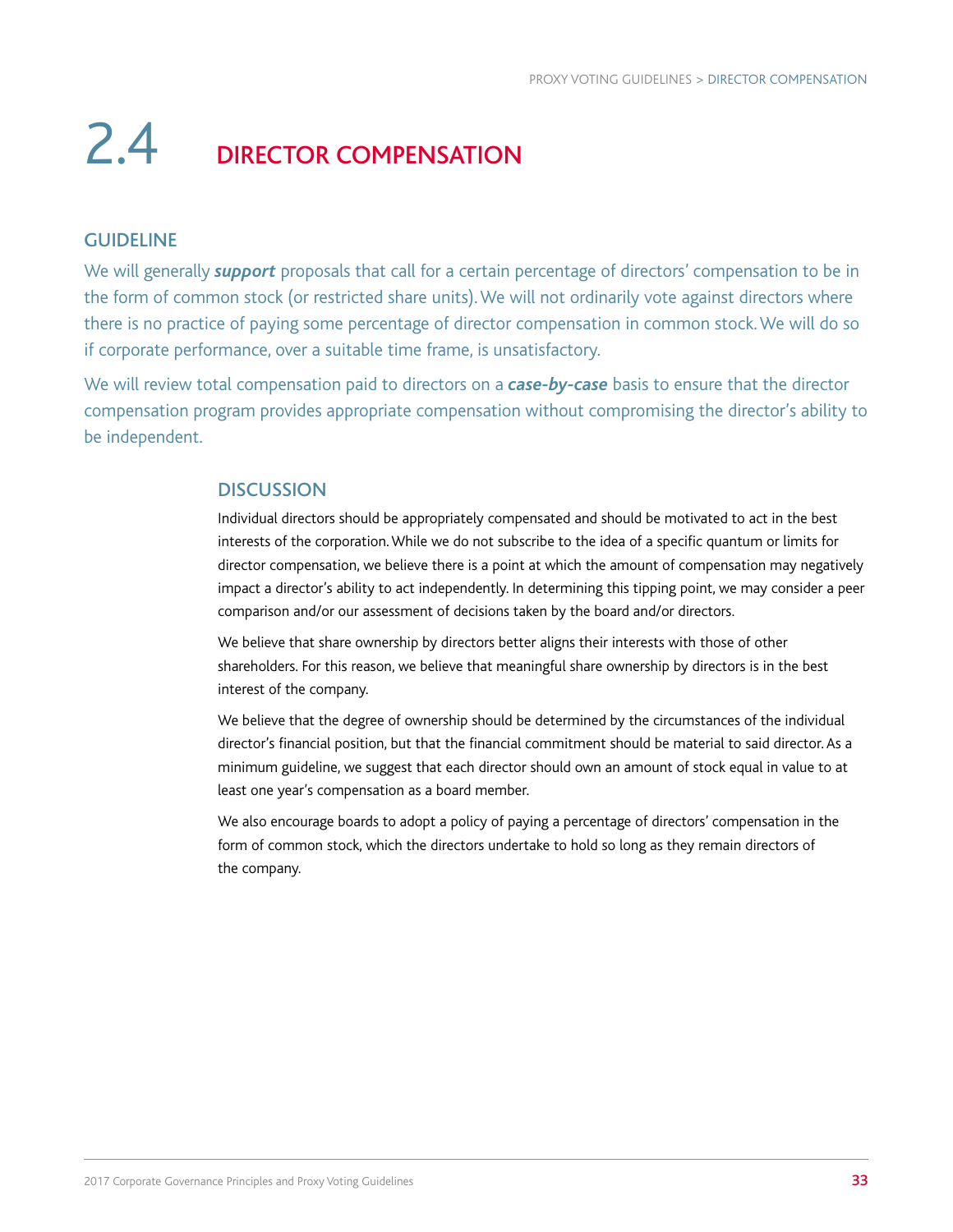# 2.4 DIRECTOR COMPENSATION

## GUIDELINE

We will generally ***support*** proposals that call for a certain percentage of directors' compensation to be in the form of common stock (or restricted share units). We will not ordinarily vote against directors where there is no practice of paying some percentage of director compensation in common stock. We will do so if corporate performance, over a suitable time frame, is unsatisfactory.

We will review total compensation paid to directors on a ***case-by-case*** basis to ensure that the director compensation program provides appropriate compensation without compromising the director's ability to be independent.

### DISCUSSION

Individual directors should be appropriately compensated and should be motivated to act in the best interests of the corporation. While we do not subscribe to the idea of a specific quantum or limits for director compensation, we believe there is a point at which the amount of compensation may negatively impact a director's ability to act independently. In determining this tipping point, we may consider a peer comparison and/or our assessment of decisions taken by the board and/or directors.

We believe that share ownership by directors better aligns their interests with those of other shareholders. For this reason, we believe that meaningful share ownership by directors is in the best interest of the company.

We believe that the degree of ownership should be determined by the circumstances of the individual director's financial position, but that the financial commitment should be material to said director. As a minimum guideline, we suggest that each director should own an amount of stock equal in value to at least one year's compensation as a board member.

We also encourage boards to adopt a policy of paying a percentage of directors' compensation in the form of common stock, which the directors undertake to hold so long as they remain directors of the company.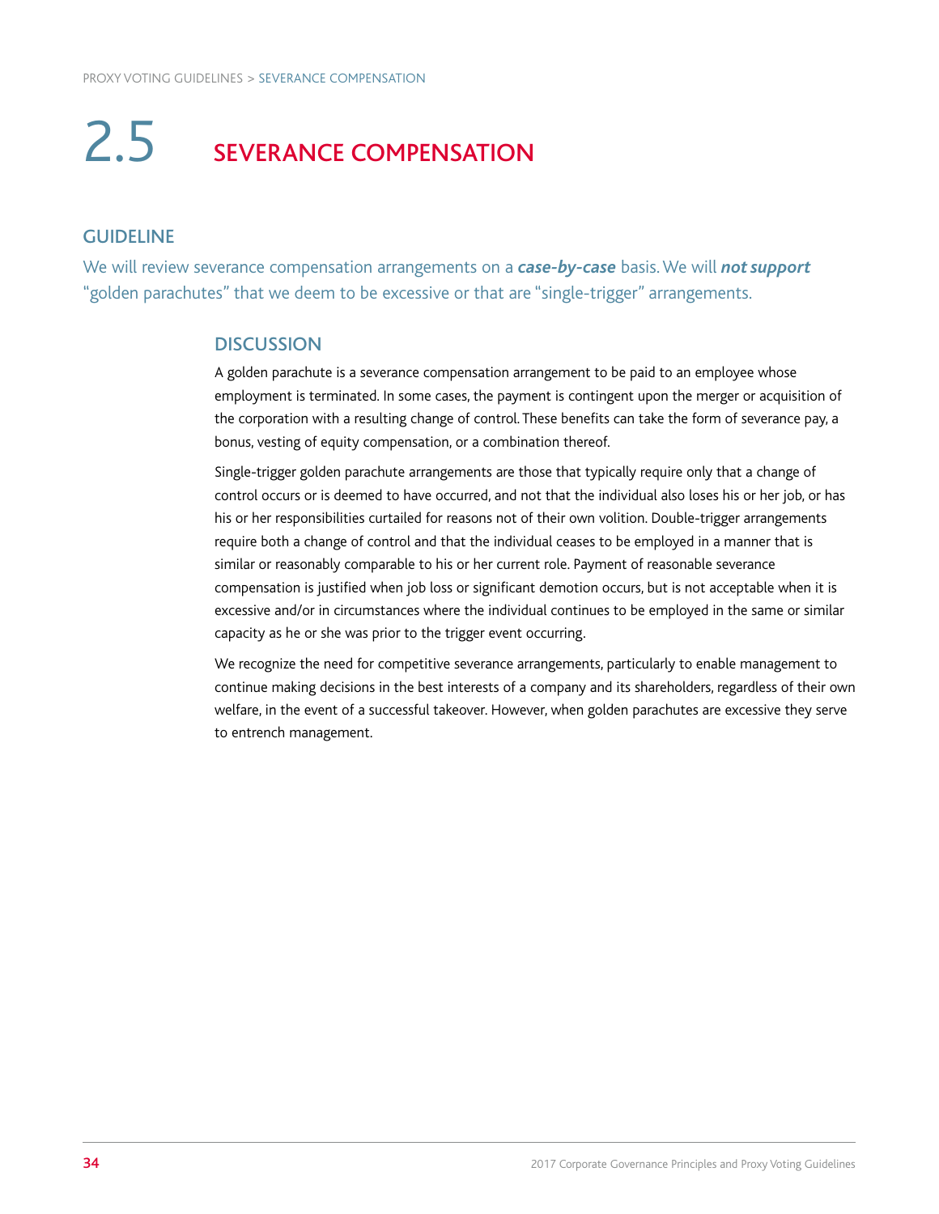# 2.5 SEVERANCE COMPENSATION

## GUIDELINE

We will review severance compensation arrangements on a ***case-by-case*** basis. We will ***not support*** "golden parachutes" that we deem to be excessive or that are "single-trigger" arrangements.

### DISCUSSION

A golden parachute is a severance compensation arrangement to be paid to an employee whose employment is terminated. In some cases, the payment is contingent upon the merger or acquisition of the corporation with a resulting change of control. These benefits can take the form of severance pay, a bonus, vesting of equity compensation, or a combination thereof.

Single-trigger golden parachute arrangements are those that typically require only that a change of control occurs or is deemed to have occurred, and not that the individual also loses his or her job, or has his or her responsibilities curtailed for reasons not of their own volition. Double-trigger arrangements require both a change of control and that the individual ceases to be employed in a manner that is similar or reasonably comparable to his or her current role. Payment of reasonable severance compensation is justified when job loss or significant demotion occurs, but is not acceptable when it is excessive and/or in circumstances where the individual continues to be employed in the same or similar capacity as he or she was prior to the trigger event occurring.

We recognize the need for competitive severance arrangements, particularly to enable management to continue making decisions in the best interests of a company and its shareholders, regardless of their own welfare, in the event of a successful takeover. However, when golden parachutes are excessive they serve to entrench management.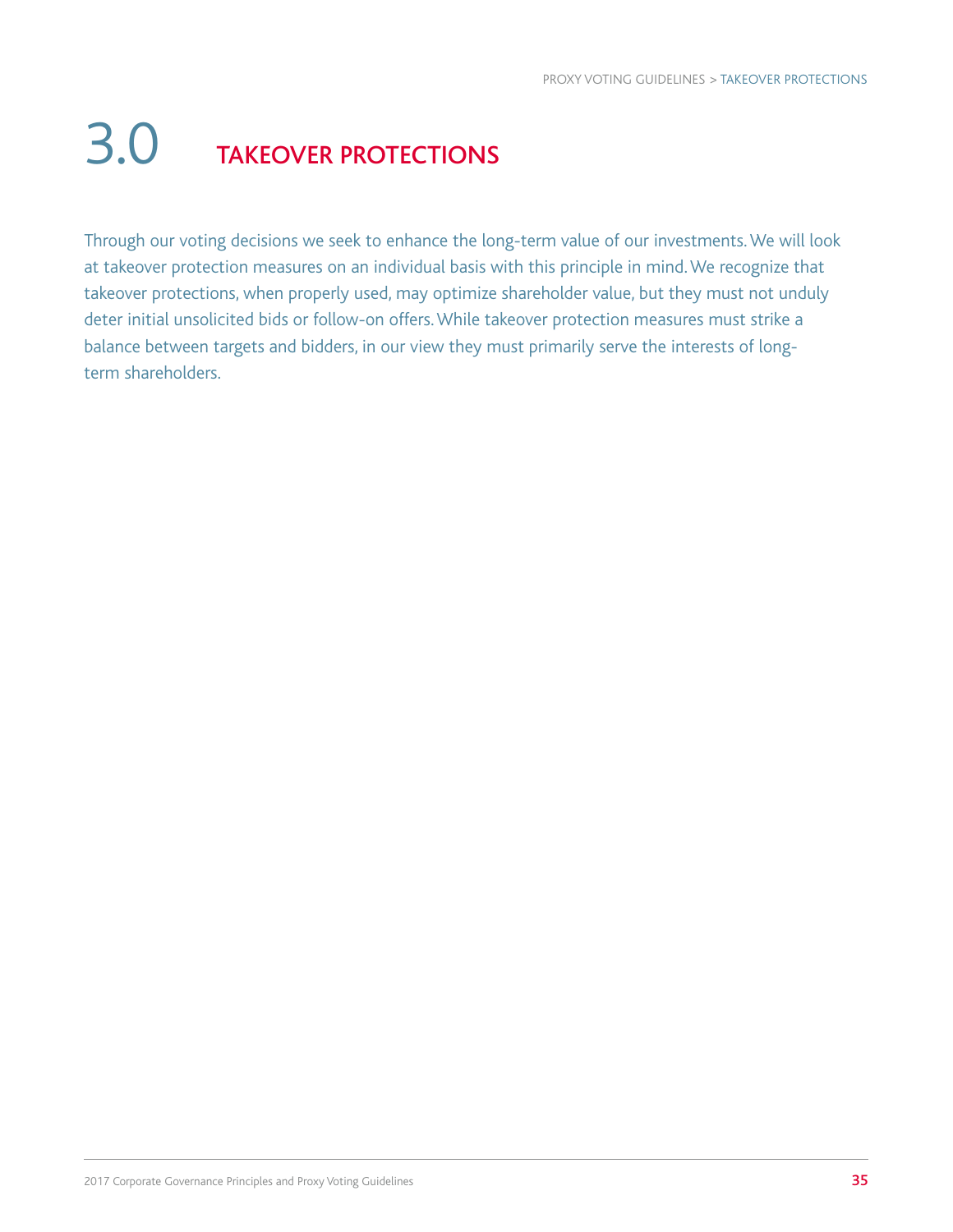# 3.0 TAKEOVER PROTECTIONS

Through our voting decisions we seek to enhance the long-term value of our investments. We will look at takeover protection measures on an individual basis with this principle in mind. We recognize that takeover protections, when properly used, may optimize shareholder value, but they must not unduly deter initial unsolicited bids or follow-on offers. While takeover protection measures must strike a balance between targets and bidders, in our view they must primarily serve the interests of long-term shareholders.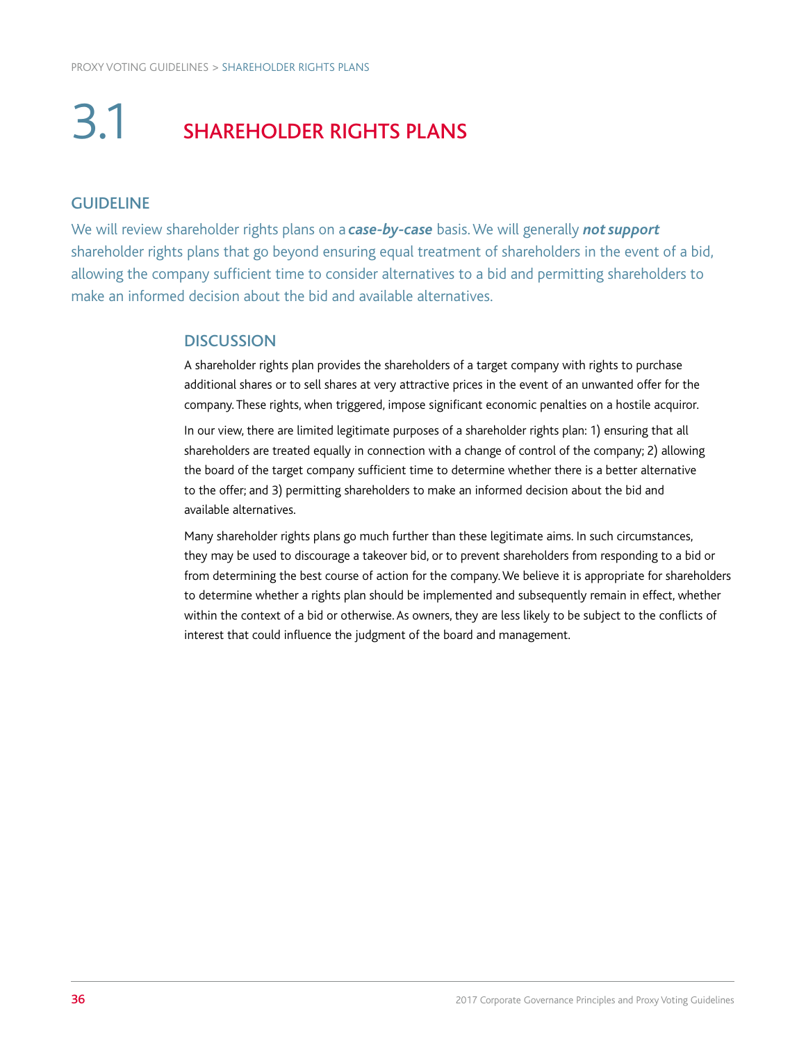# 3.1 SHAREHOLDER RIGHTS PLANS

## GUIDELINE

We will review shareholder rights plans on a ***case-by-case*** basis. We will generally ***not support*** shareholder rights plans that go beyond ensuring equal treatment of shareholders in the event of a bid, allowing the company sufficient time to consider alternatives to a bid and permitting shareholders to make an informed decision about the bid and available alternatives.

### DISCUSSION

A shareholder rights plan provides the shareholders of a target company with rights to purchase additional shares or to sell shares at very attractive prices in the event of an unwanted offer for the company. These rights, when triggered, impose significant economic penalties on a hostile acquiror.

In our view, there are limited legitimate purposes of a shareholder rights plan: 1) ensuring that all shareholders are treated equally in connection with a change of control of the company; 2) allowing the board of the target company sufficient time to determine whether there is a better alternative to the offer; and 3) permitting shareholders to make an informed decision about the bid and available alternatives.

Many shareholder rights plans go much further than these legitimate aims. In such circumstances, they may be used to discourage a takeover bid, or to prevent shareholders from responding to a bid or from determining the best course of action for the company. We believe it is appropriate for shareholders to determine whether a rights plan should be implemented and subsequently remain in effect, whether within the context of a bid or otherwise. As owners, they are less likely to be subject to the conflicts of interest that could influence the judgment of the board and management.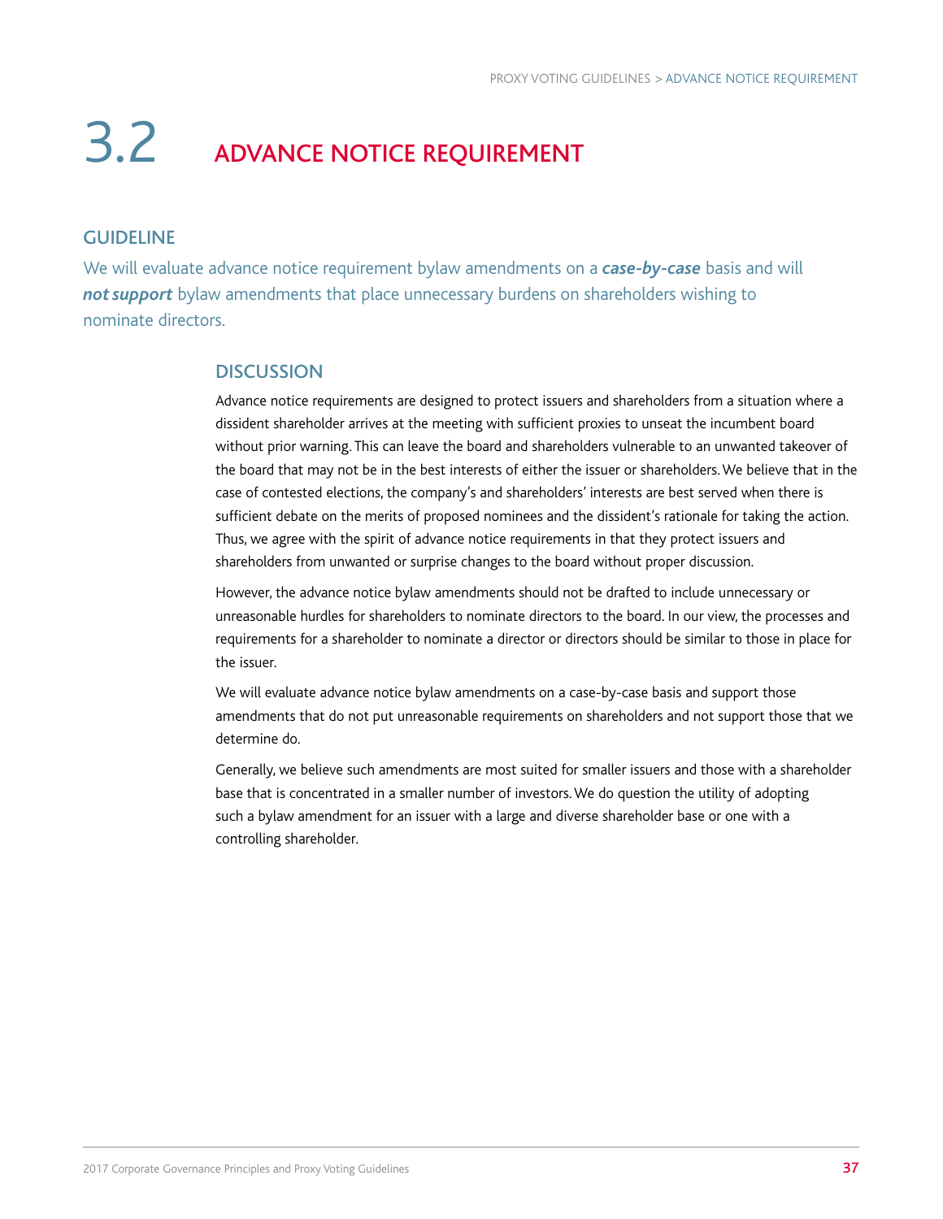# 3.2 ADVANCE NOTICE REQUIREMENT

## GUIDELINE

We will evaluate advance notice requirement bylaw amendments on a ***case-by-case*** basis and will ***not support*** bylaw amendments that place unnecessary burdens on shareholders wishing to nominate directors.

### DISCUSSION

Advance notice requirements are designed to protect issuers and shareholders from a situation where a dissident shareholder arrives at the meeting with sufficient proxies to unseat the incumbent board without prior warning. This can leave the board and shareholders vulnerable to an unwanted takeover of the board that may not be in the best interests of either the issuer or shareholders. We believe that in the case of contested elections, the company's and shareholders' interests are best served when there is sufficient debate on the merits of proposed nominees and the dissident's rationale for taking the action. Thus, we agree with the spirit of advance notice requirements in that they protect issuers and shareholders from unwanted or surprise changes to the board without proper discussion.

However, the advance notice bylaw amendments should not be drafted to include unnecessary or unreasonable hurdles for shareholders to nominate directors to the board. In our view, the processes and requirements for a shareholder to nominate a director or directors should be similar to those in place for the issuer.

We will evaluate advance notice bylaw amendments on a case-by-case basis and support those amendments that do not put unreasonable requirements on shareholders and not support those that we determine do.

Generally, we believe such amendments are most suited for smaller issuers and those with a shareholder base that is concentrated in a smaller number of investors. We do question the utility of adopting such a bylaw amendment for an issuer with a large and diverse shareholder base or one with a controlling shareholder.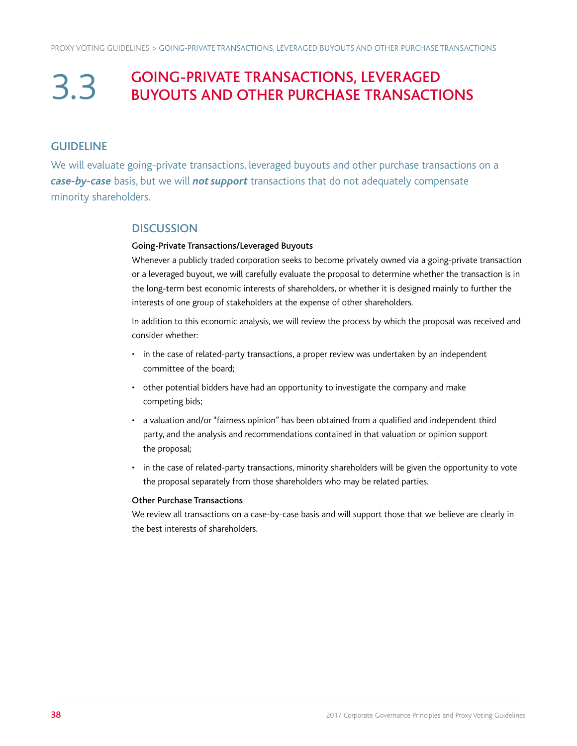# 3.3 GOING-PRIVATE TRANSACTIONS, LEVERAGED BUYOUTS AND OTHER PURCHASE TRANSACTIONS

## GUIDELINE

We will evaluate going-private transactions, leveraged buyouts and other purchase transactions on a ***case-by-case*** basis, but we will ***not support*** transactions that do not adequately compensate minority shareholders.

## DISCUSSION

**Going-Private Transactions/Leveraged Buyouts**

Whenever a publicly traded corporation seeks to become privately owned via a going-private transaction or a leveraged buyout, we will carefully evaluate the proposal to determine whether the transaction is in the long-term best economic interests of shareholders, or whether it is designed mainly to further the interests of one group of stakeholders at the expense of other shareholders.

In addition to this economic analysis, we will review the process by which the proposal was received and consider whether:

- in the case of related-party transactions, a proper review was undertaken by an independent committee of the board;
- other potential bidders have had an opportunity to investigate the company and make competing bids;
- a valuation and/or "fairness opinion" has been obtained from a qualified and independent third party, and the analysis and recommendations contained in that valuation or opinion support the proposal;
- in the case of related-party transactions, minority shareholders will be given the opportunity to vote the proposal separately from those shareholders who may be related parties.

**Other Purchase Transactions**

We review all transactions on a case-by-case basis and will support those that we believe are clearly in the best interests of shareholders.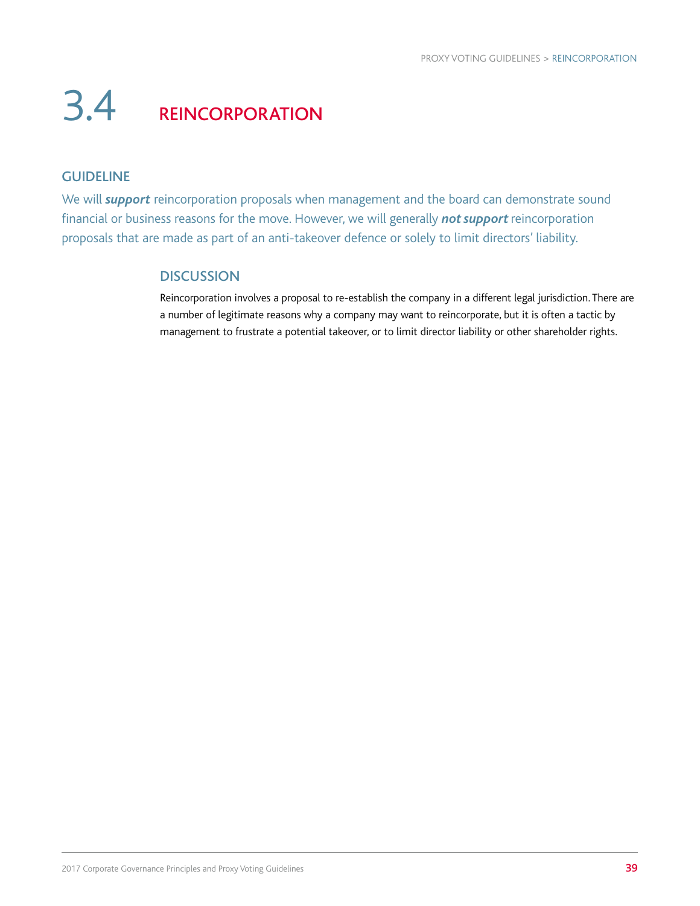# 3.4 REINCORPORATION

## GUIDELINE

We will ***support*** reincorporation proposals when management and the board can demonstrate sound financial or business reasons for the move. However, we will generally ***not support*** reincorporation proposals that are made as part of an anti-takeover defence or solely to limit directors' liability.

### DISCUSSION

Reincorporation involves a proposal to re-establish the company in a different legal jurisdiction. There are a number of legitimate reasons why a company may want to reincorporate, but it is often a tactic by management to frustrate a potential takeover, or to limit director liability or other shareholder rights.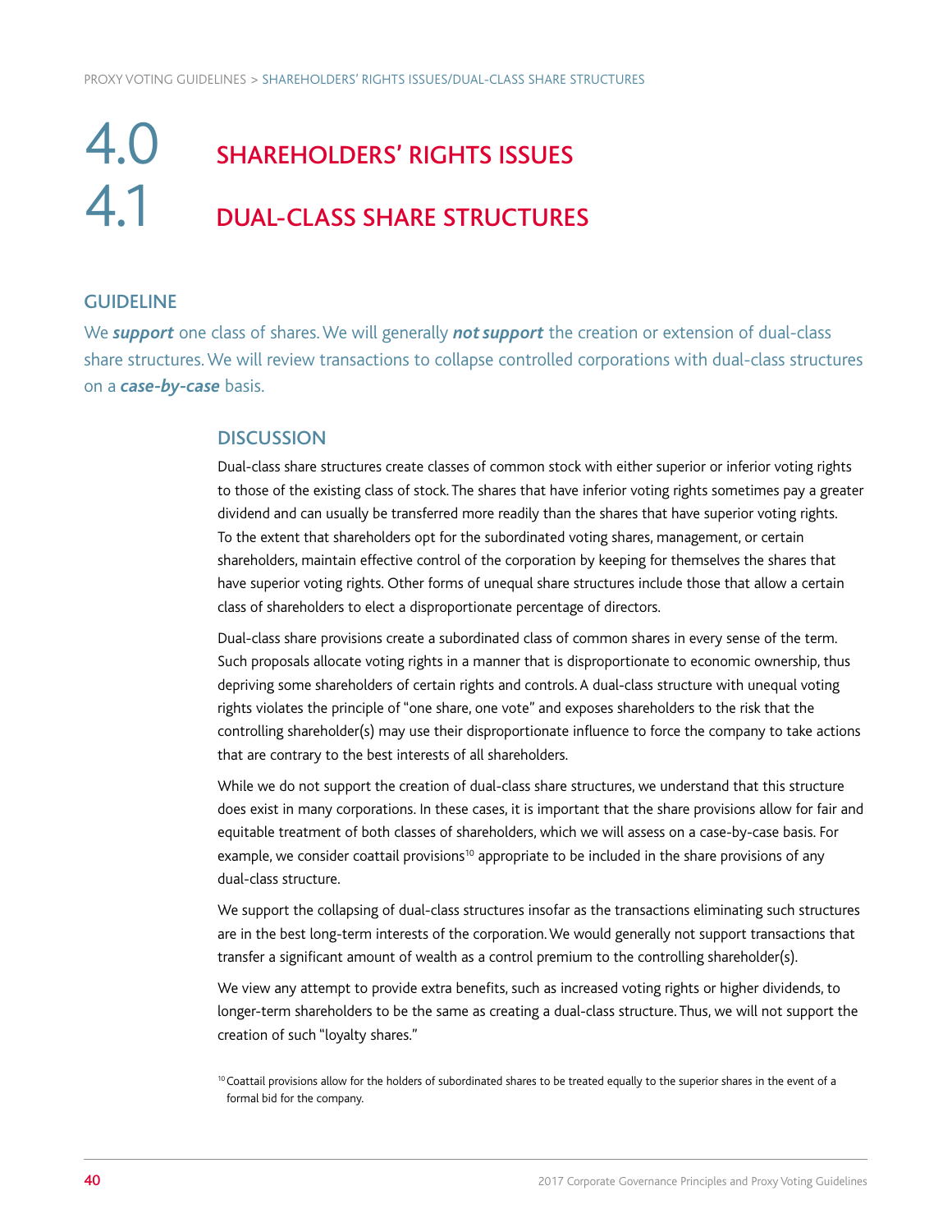# 4.0 SHAREHOLDERS' RIGHTS ISSUES

## 4.1 DUAL-CLASS SHARE STRUCTURES

### GUIDELINE

We ***support*** one class of shares. We will generally ***not support*** the creation or extension of dual-class share structures. We will review transactions to collapse controlled corporations with dual-class structures on a ***case-by-case*** basis.

### DISCUSSION

Dual-class share structures create classes of common stock with either superior or inferior voting rights to those of the existing class of stock. The shares that have inferior voting rights sometimes pay a greater dividend and can usually be transferred more readily than the shares that have superior voting rights. To the extent that shareholders opt for the subordinated voting shares, management, or certain shareholders, maintain effective control of the corporation by keeping for themselves the shares that have superior voting rights. Other forms of unequal share structures include those that allow a certain class of shareholders to elect a disproportionate percentage of directors.

Dual-class share provisions create a subordinated class of common shares in every sense of the term. Such proposals allocate voting rights in a manner that is disproportionate to economic ownership, thus depriving some shareholders of certain rights and controls. A dual-class structure with unequal voting rights violates the principle of "one share, one vote" and exposes shareholders to the risk that the controlling shareholder(s) may use their disproportionate influence to force the company to take actions that are contrary to the best interests of all shareholders.

While we do not support the creation of dual-class share structures, we understand that this structure does exist in many corporations. In these cases, it is important that the share provisions allow for fair and equitable treatment of both classes of shareholders, which we will assess on a case-by-case basis. For example, we consider coattail provisions[10] appropriate to be included in the share provisions of any dual-class structure.

We support the collapsing of dual-class structures insofar as the transactions eliminating such structures are in the best long-term interests of the corporation. We would generally not support transactions that transfer a significant amount of wealth as a control premium to the controlling shareholder(s).

We view any attempt to provide extra benefits, such as increased voting rights or higher dividends, to longer-term shareholders to be the same as creating a dual-class structure. Thus, we will not support the creation of such "loyalty shares."

[10] Coattail provisions allow for the holders of subordinated shares to be treated equally to the superior shares in the event of a formal bid for the company.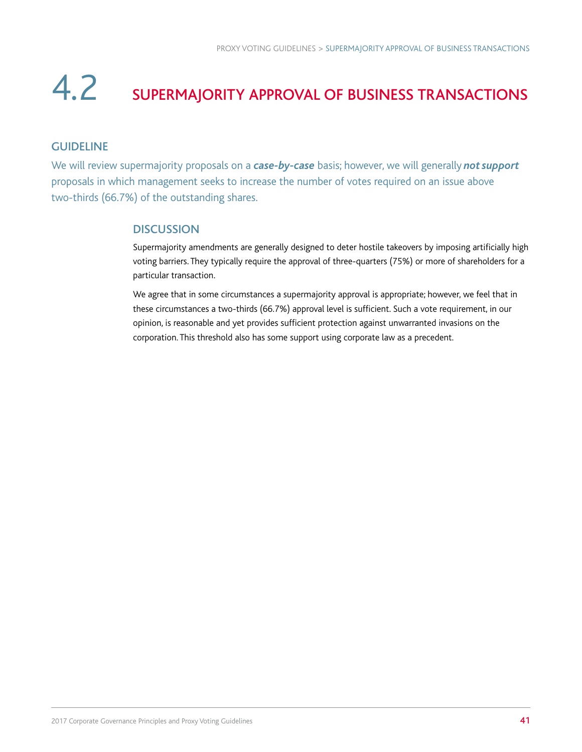# 4.2 SUPERMAJORITY APPROVAL OF BUSINESS TRANSACTIONS

## GUIDELINE

We will review supermajority proposals on a ***case-by-case*** basis; however, we will generally ***not support*** proposals in which management seeks to increase the number of votes required on an issue above two-thirds (66.7%) of the outstanding shares.

### DISCUSSION

Supermajority amendments are generally designed to deter hostile takeovers by imposing artificially high voting barriers. They typically require the approval of three-quarters (75%) or more of shareholders for a particular transaction.

We agree that in some circumstances a supermajority approval is appropriate; however, we feel that in these circumstances a two-thirds (66.7%) approval level is sufficient. Such a vote requirement, in our opinion, is reasonable and yet provides sufficient protection against unwarranted invasions on the corporation. This threshold also has some support using corporate law as a precedent.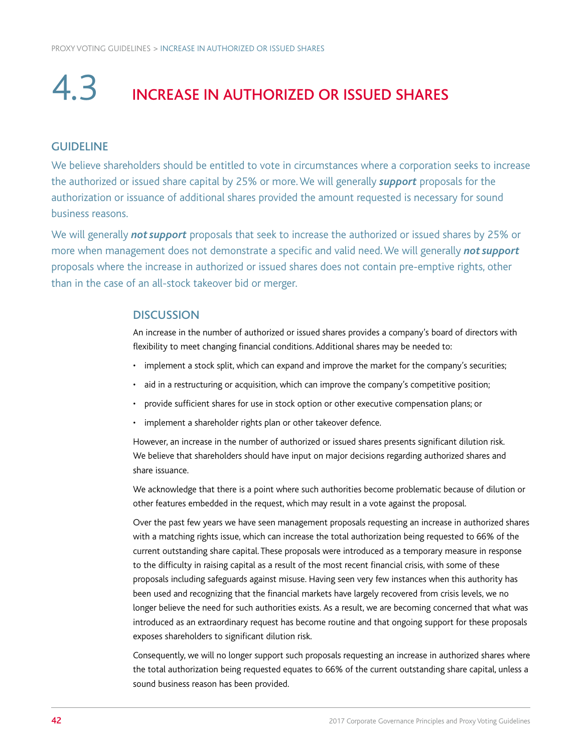# 4.3 INCREASE IN AUTHORIZED OR ISSUED SHARES

## GUIDELINE

We believe shareholders should be entitled to vote in circumstances where a corporation seeks to increase the authorized or issued share capital by 25% or more. We will generally ***support*** proposals for the authorization or issuance of additional shares provided the amount requested is necessary for sound business reasons.

We will generally ***not support*** proposals that seek to increase the authorized or issued shares by 25% or more when management does not demonstrate a specific and valid need. We will generally ***not support*** proposals where the increase in authorized or issued shares does not contain pre-emptive rights, other than in the case of an all-stock takeover bid or merger.

## DISCUSSION

An increase in the number of authorized or issued shares provides a company's board of directors with flexibility to meet changing financial conditions. Additional shares may be needed to:

- implement a stock split, which can expand and improve the market for the company's securities;
- aid in a restructuring or acquisition, which can improve the company's competitive position;
- provide sufficient shares for use in stock option or other executive compensation plans; or
- implement a shareholder rights plan or other takeover defence.

However, an increase in the number of authorized or issued shares presents significant dilution risk. We believe that shareholders should have input on major decisions regarding authorized shares and share issuance.

We acknowledge that there is a point where such authorities become problematic because of dilution or other features embedded in the request, which may result in a vote against the proposal.

Over the past few years we have seen management proposals requesting an increase in authorized shares with a matching rights issue, which can increase the total authorization being requested to 66% of the current outstanding share capital. These proposals were introduced as a temporary measure in response to the difficulty in raising capital as a result of the most recent financial crisis, with some of these proposals including safeguards against misuse. Having seen very few instances when this authority has been used and recognizing that the financial markets have largely recovered from crisis levels, we no longer believe the need for such authorities exists. As a result, we are becoming concerned that what was introduced as an extraordinary request has become routine and that ongoing support for these proposals exposes shareholders to significant dilution risk.

Consequently, we will no longer support such proposals requesting an increase in authorized shares where the total authorization being requested equates to 66% of the current outstanding share capital, unless a sound business reason has been provided.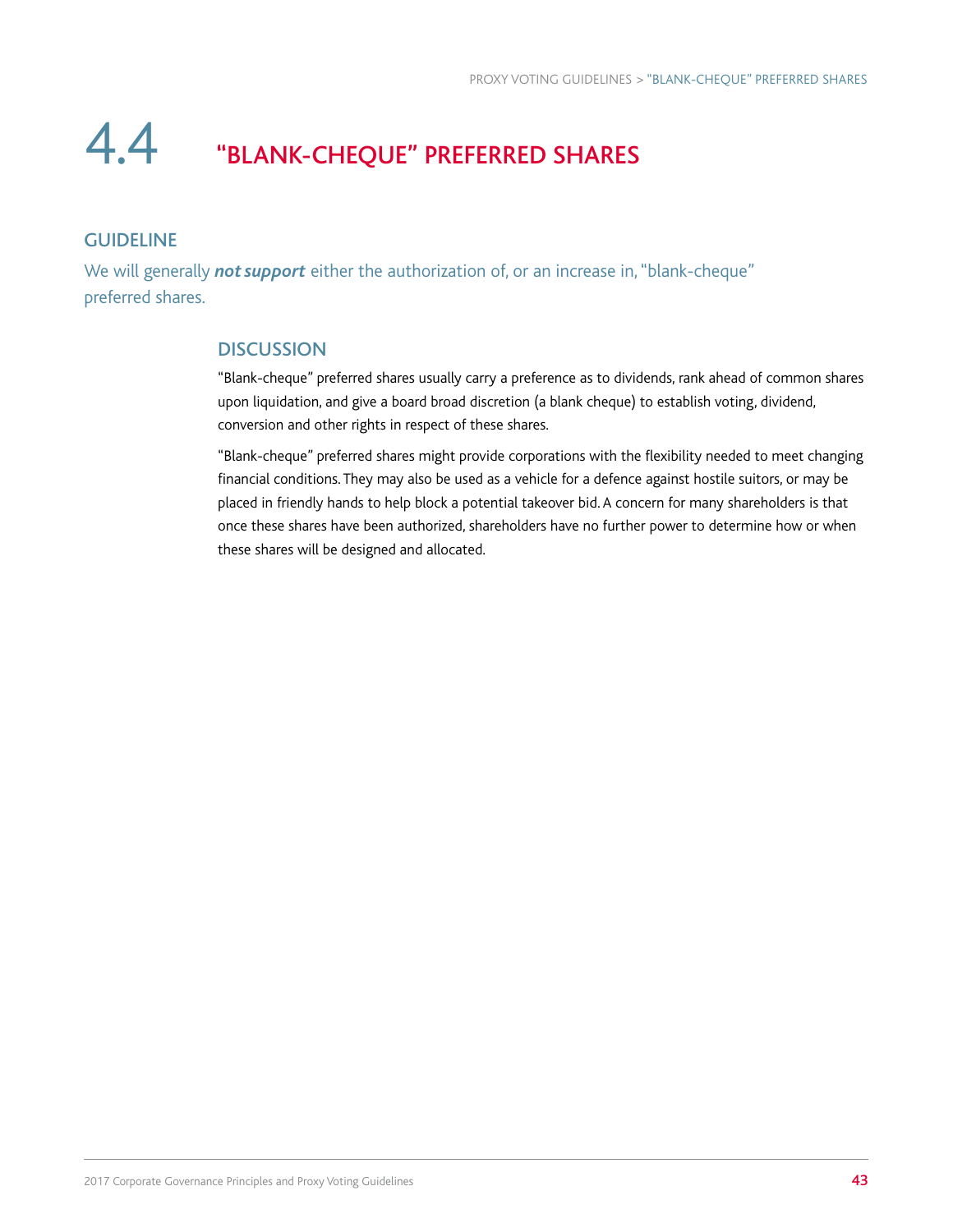# 4.4 "BLANK-CHEQUE" PREFERRED SHARES

## GUIDELINE

We will generally ***not support*** either the authorization of, or an increase in, "blank-cheque" preferred shares.

### DISCUSSION

"Blank-cheque" preferred shares usually carry a preference as to dividends, rank ahead of common shares upon liquidation, and give a board broad discretion (a blank cheque) to establish voting, dividend, conversion and other rights in respect of these shares.

"Blank-cheque" preferred shares might provide corporations with the flexibility needed to meet changing financial conditions. They may also be used as a vehicle for a defence against hostile suitors, or may be placed in friendly hands to help block a potential takeover bid. A concern for many shareholders is that once these shares have been authorized, shareholders have no further power to determine how or when these shares will be designed and allocated.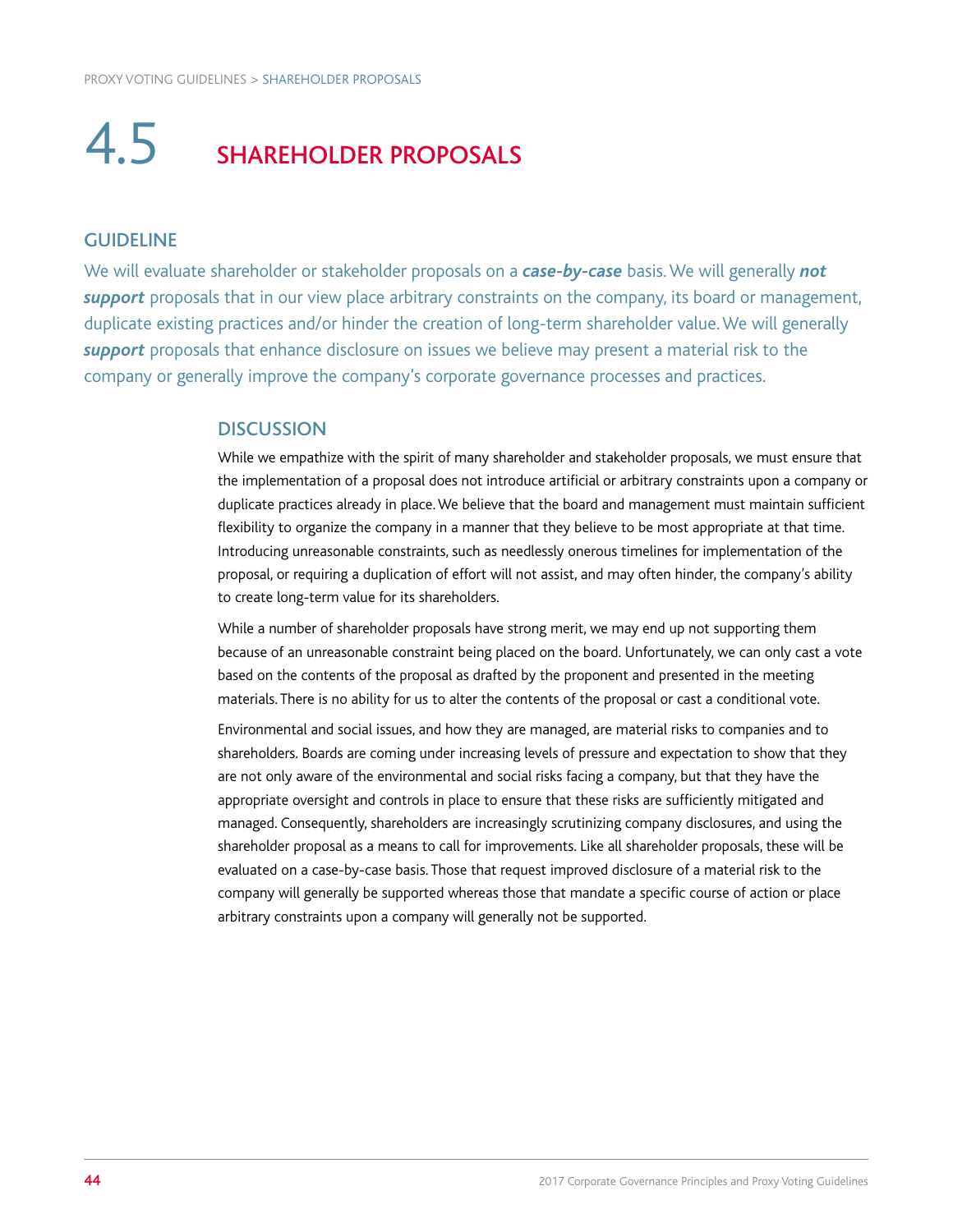# 4.5 SHAREHOLDER PROPOSALS

## GUIDELINE

We will evaluate shareholder or stakeholder proposals on a ***case-by-case*** basis. We will generally ***not support*** proposals that in our view place arbitrary constraints on the company, its board or management, duplicate existing practices and/or hinder the creation of long-term shareholder value. We will generally ***support*** proposals that enhance disclosure on issues we believe may present a material risk to the company or generally improve the company's corporate governance processes and practices.

### DISCUSSION

While we empathize with the spirit of many shareholder and stakeholder proposals, we must ensure that the implementation of a proposal does not introduce artificial or arbitrary constraints upon a company or duplicate practices already in place. We believe that the board and management must maintain sufficient flexibility to organize the company in a manner that they believe to be most appropriate at that time. Introducing unreasonable constraints, such as needlessly onerous timelines for implementation of the proposal, or requiring a duplication of effort will not assist, and may often hinder, the company's ability to create long-term value for its shareholders.

While a number of shareholder proposals have strong merit, we may end up not supporting them because of an unreasonable constraint being placed on the board. Unfortunately, we can only cast a vote based on the contents of the proposal as drafted by the proponent and presented in the meeting materials. There is no ability for us to alter the contents of the proposal or cast a conditional vote.

Environmental and social issues, and how they are managed, are material risks to companies and to shareholders. Boards are coming under increasing levels of pressure and expectation to show that they are not only aware of the environmental and social risks facing a company, but that they have the appropriate oversight and controls in place to ensure that these risks are sufficiently mitigated and managed. Consequently, shareholders are increasingly scrutinizing company disclosures, and using the shareholder proposal as a means to call for improvements. Like all shareholder proposals, these will be evaluated on a case-by-case basis. Those that request improved disclosure of a material risk to the company will generally be supported whereas those that mandate a specific course of action or place arbitrary constraints upon a company will generally not be supported.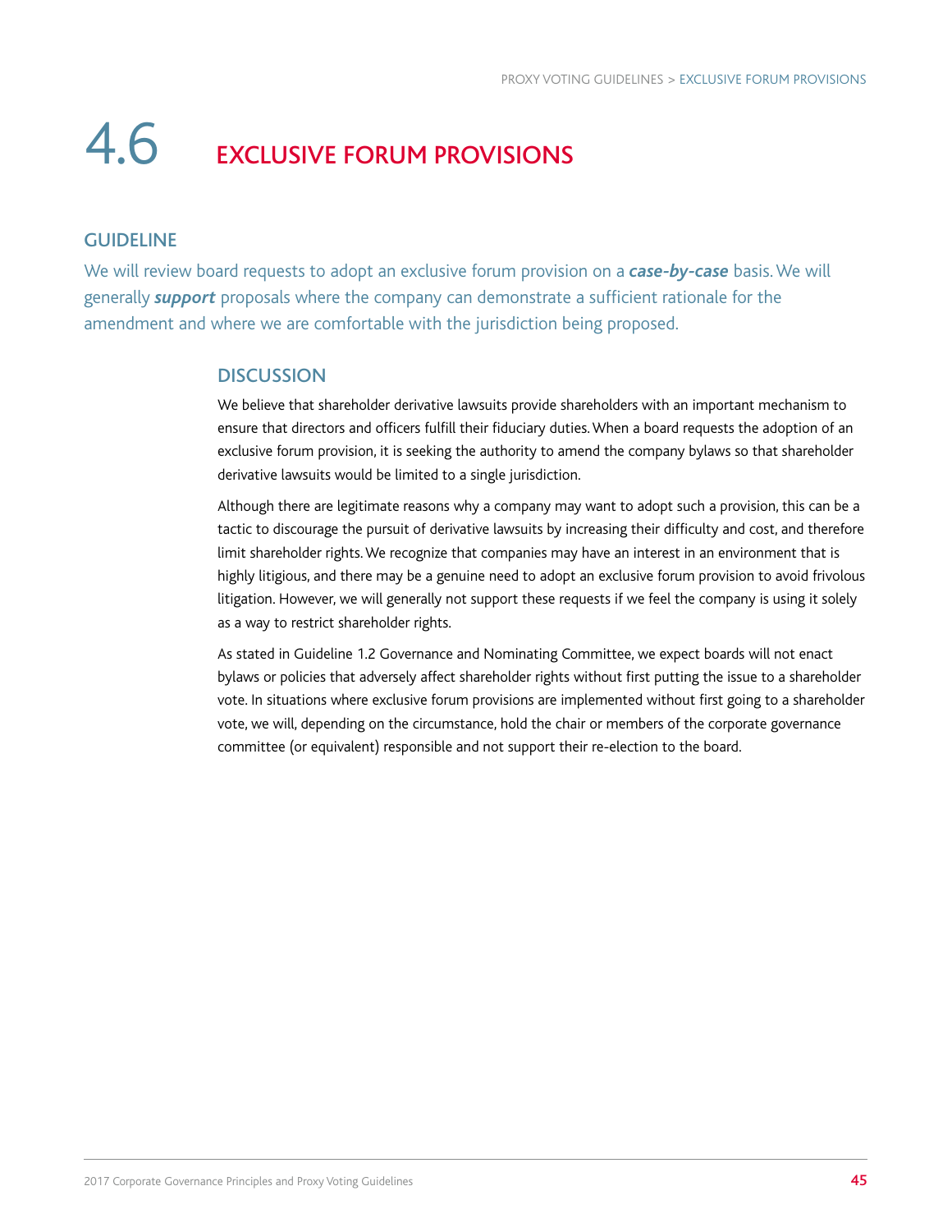# 4.6 EXCLUSIVE FORUM PROVISIONS

## GUIDELINE

We will review board requests to adopt an exclusive forum provision on a ***case-by-case*** basis. We will generally ***support*** proposals where the company can demonstrate a sufficient rationale for the amendment and where we are comfortable with the jurisdiction being proposed.

### DISCUSSION

We believe that shareholder derivative lawsuits provide shareholders with an important mechanism to ensure that directors and officers fulfill their fiduciary duties. When a board requests the adoption of an exclusive forum provision, it is seeking the authority to amend the company bylaws so that shareholder derivative lawsuits would be limited to a single jurisdiction.

Although there are legitimate reasons why a company may want to adopt such a provision, this can be a tactic to discourage the pursuit of derivative lawsuits by increasing their difficulty and cost, and therefore limit shareholder rights. We recognize that companies may have an interest in an environment that is highly litigious, and there may be a genuine need to adopt an exclusive forum provision to avoid frivolous litigation. However, we will generally not support these requests if we feel the company is using it solely as a way to restrict shareholder rights.

As stated in Guideline 1.2 Governance and Nominating Committee, we expect boards will not enact bylaws or policies that adversely affect shareholder rights without first putting the issue to a shareholder vote. In situations where exclusive forum provisions are implemented without first going to a shareholder vote, we will, depending on the circumstance, hold the chair or members of the corporate governance committee (or equivalent) responsible and not support their re-election to the board.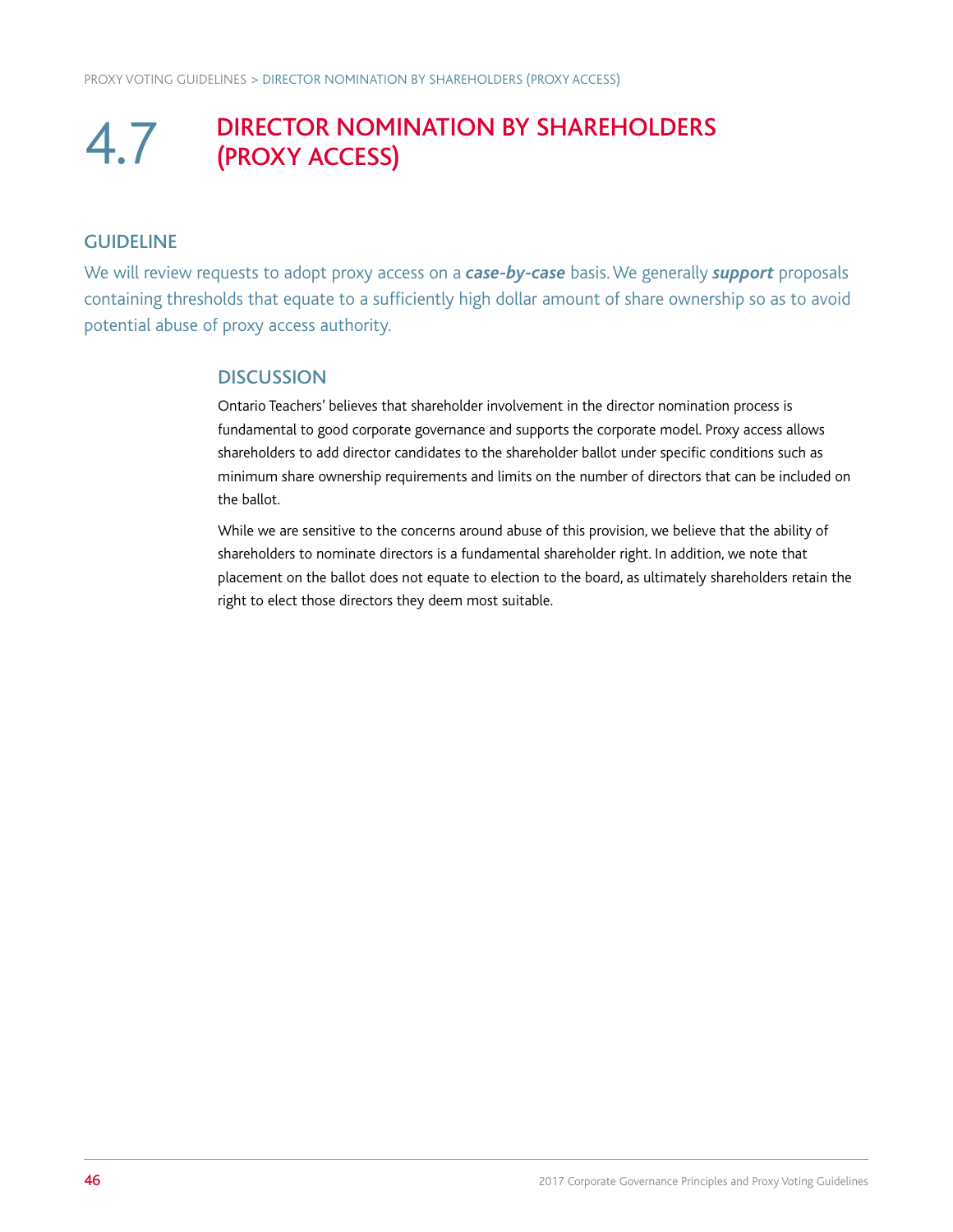# 4.7 DIRECTOR NOMINATION BY SHAREHOLDERS (PROXY ACCESS)

## GUIDELINE

We will review requests to adopt proxy access on a ***case-by-case*** basis. We generally ***support*** proposals containing thresholds that equate to a sufficiently high dollar amount of share ownership so as to avoid potential abuse of proxy access authority.

### DISCUSSION

Ontario Teachers' believes that shareholder involvement in the director nomination process is fundamental to good corporate governance and supports the corporate model. Proxy access allows shareholders to add director candidates to the shareholder ballot under specific conditions such as minimum share ownership requirements and limits on the number of directors that can be included on the ballot.

While we are sensitive to the concerns around abuse of this provision, we believe that the ability of shareholders to nominate directors is a fundamental shareholder right. In addition, we note that placement on the ballot does not equate to election to the board, as ultimately shareholders retain the right to elect those directors they deem most suitable.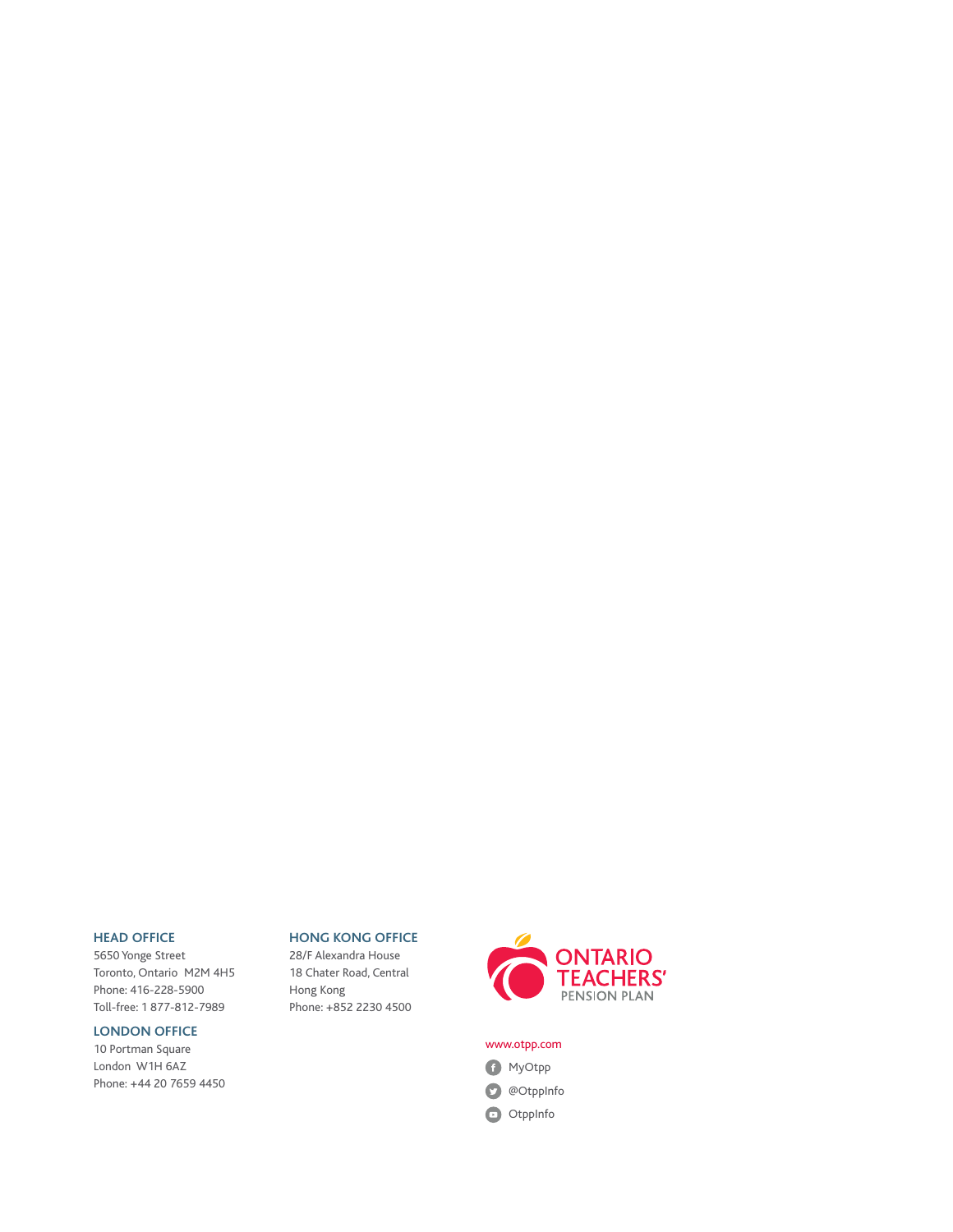**HEAD OFFICE**
5650 Yonge Street
Toronto, Ontario  M2M 4H5
Phone: 416-228-5900
Toll-free: 1 877-812-7989

**LONDON OFFICE**
10 Portman Square
London  W1H 6AZ
Phone: +44 20 7659 4450

**HONG KONG OFFICE**
28/F Alexandra House
18 Chater Road, Central
Hong Kong
Phone: +852 2230 4500

ONTARIO TEACHERS' PENSION PLAN

www.otpp.com

MyOtpp

@OtppInfo

OtppInfo